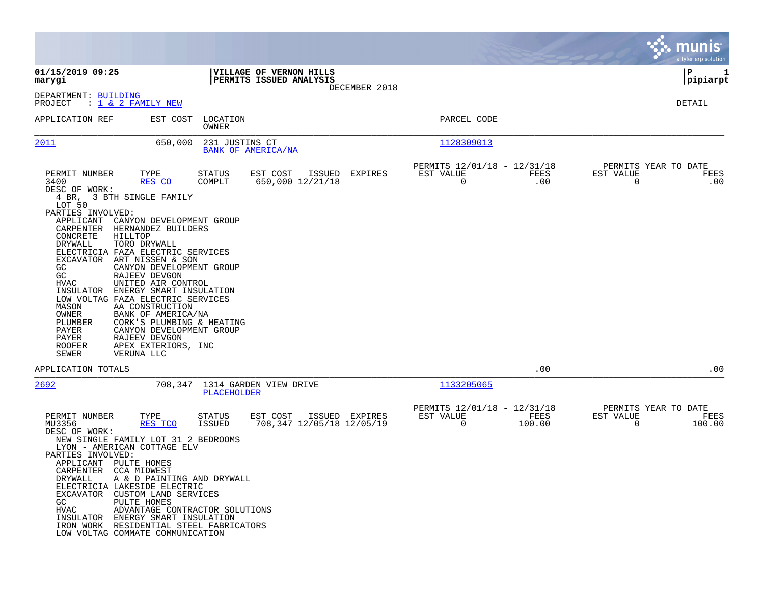**01/15/2019 09:25**
**marygi**

**VILLAGE OF VERNON HILLS**
**PERMITS ISSUED ANALYSIS**
DECEMBER 2018

**P 1**
**pipiarpt**

DEPARTMENT: BUILDING
PROJECT : 1 & 2 FAMILY NEW

DETAIL

| APPLICATION REF | EST COST | LOCATION / OWNER | PARCEL CODE |
|---|---|---|---|
| 2011 | 650,000 | 231 JUSTINS CT / BANK OF AMERICA/NA | 1128309013 |

| PERMIT NUMBER | TYPE | STATUS | EST COST | ISSUED | EXPIRES | PERMITS 12/01/18 - 12/31/18 EST VALUE | FEES | PERMITS YEAR TO DATE EST VALUE | FEES |
|---|---|---|---|---|---|---|---|---|---|
| 3400 | RES CO | COMPLT | 650,000 | 12/21/18 | | 0 | .00 | 0 | .00 |

DESC OF WORK:
4 BR, 3 BTH SINGLE FAMILY
LOT 50

PARTIES INVOLVED:

- APPLICANT CANYON DEVELOPMENT GROUP
- CARPENTER HERNANDEZ BUILDERS
- CONCRETE HILLTOP
- DRYWALL TORO DRYWALL
- ELECTRICIA FAZA ELECTRIC SERVICES
- EXCAVATOR ART NISSEN & SON
- GC CANYON DEVELOPMENT GROUP
- GC RAJEEV DEVGON
- HVAC UNITED AIR CONTROL
- INSULATOR ENERGY SMART INSULATION
- LOW VOLTAG FAZA ELECTRIC SERVICES
- MASON AA CONSTRUCTION
- OWNER BANK OF AMERICA/NA
- PLUMBER CORK'S PLUMBING & HEATING
- PAYER CANYON DEVELOPMENT GROUP
- PAYER RAJEEV DEVGON
- ROOFER APEX EXTERIORS, INC
- SEWER VERUNA LLC

APPLICATION TOTALS .00 .00

| APPLICATION REF | EST COST | LOCATION / OWNER | PARCEL CODE |
|---|---|---|---|
| 2692 | 708,347 | 1314 GARDEN VIEW DRIVE / PLACEHOLDER | 1133205065 |

| PERMIT NUMBER | TYPE | STATUS | EST COST | ISSUED | EXPIRES | PERMITS 12/01/18 - 12/31/18 EST VALUE | FEES | PERMITS YEAR TO DATE EST VALUE | FEES |
|---|---|---|---|---|---|---|---|---|---|
| MU3356 | RES TCO | ISSUED | 708,347 | 12/05/18 | 12/05/19 | 0 | 100.00 | 0 | 100.00 |

DESC OF WORK:
NEW SINGLE FAMILY LOT 31 2 BEDROOMS
LYON - AMERICAN COTTAGE ELV

PARTIES INVOLVED:

- APPLICANT PULTE HOMES
- CARPENTER CCA MIDWEST
- DRYWALL A & D PAINTING AND DRYWALL
- ELECTRICIA LAKESIDE ELECTRIC
- EXCAVATOR CUSTOM LAND SERVICES
- GC PULTE HOMES
- HVAC ADVANTAGE CONTRACTOR SOLUTIONS
- INSULATOR ENERGY SMART INSULATION
- IRON WORK RESIDENTIAL STEEL FABRICATORS
- LOW VOLTAG COMMATE COMMUNICATION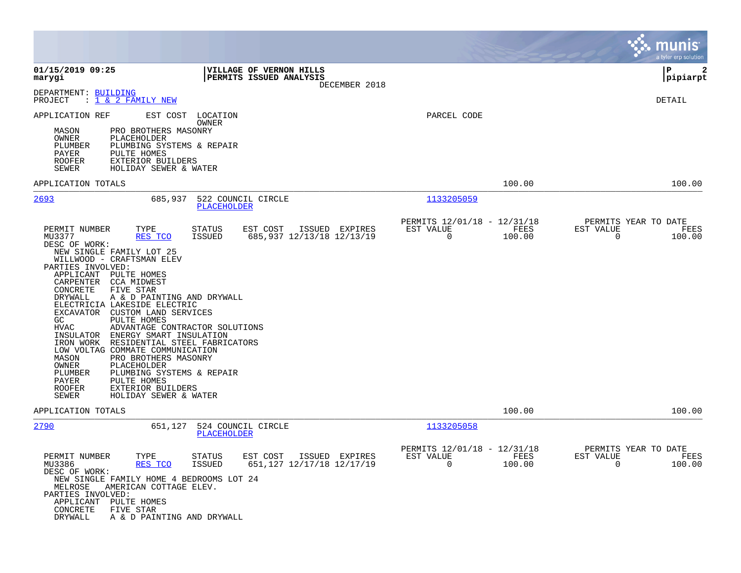**01/15/2019 09:25**
**marygi**

**VILLAGE OF VERNON HILLS**
**PERMITS ISSUED ANALYSIS**
DECEMBER 2018

**P 2**
**pipiarpt**

DEPARTMENT: BUILDING
PROJECT : 1 & 2 FAMILY NEW

DETAIL

APPLICATION REF    EST COST    LOCATION / OWNER    PARCEL CODE

MASON    PRO BROTHERS MASONRY
OWNER    PLACEHOLDER
PLUMBER    PLUMBING SYSTEMS & REPAIR
PAYER    PULTE HOMES
ROOFER    EXTERIOR BUILDERS
SEWER    HOLIDAY SEWER & WATER

APPLICATION TOTALS    100.00    100.00

---

**2693**    685,937    522 COUNCIL CIRCLE    PLACEHOLDER    1133205059

| PERMIT NUMBER | TYPE | STATUS | EST COST | ISSUED | EXPIRES | PERMITS 12/01/18 - 12/31/18 EST VALUE | FEES | PERMITS YEAR TO DATE EST VALUE | FEES |
|---|---|---|---|---|---|---|---|---|---|
| MU3377 | RES TCO | ISSUED | 685,937 | 12/13/18 | 12/13/19 | 0 | 100.00 | 0 | 100.00 |

DESC OF WORK:
NEW SINGLE FAMILY LOT 25
WILLWOOD - CRAFTSMAN ELEV

PARTIES INVOLVED:
APPLICANT    PULTE HOMES
CARPENTER    CCA MIDWEST
CONCRETE    FIVE STAR
DRYWALL    A & D PAINTING AND DRYWALL
ELECTRICIA    LAKESIDE ELECTRIC
EXCAVATOR    CUSTOM LAND SERVICES
GC    PULTE HOMES
HVAC    ADVANTAGE CONTRACTOR SOLUTIONS
INSULATOR    ENERGY SMART INSULATION
IRON WORK    RESIDENTIAL STEEL FABRICATORS
LOW VOLTAG    COMMATE COMMUNICATION
MASON    PRO BROTHERS MASONRY
OWNER    PLACEHOLDER
PLUMBER    PLUMBING SYSTEMS & REPAIR
PAYER    PULTE HOMES
ROOFER    EXTERIOR BUILDERS
SEWER    HOLIDAY SEWER & WATER

APPLICATION TOTALS    100.00    100.00

---

**2790**    651,127    524 COUNCIL CIRCLE    PLACEHOLDER    1133205058

| PERMIT NUMBER | TYPE | STATUS | EST COST | ISSUED | EXPIRES | PERMITS 12/01/18 - 12/31/18 EST VALUE | FEES | PERMITS YEAR TO DATE EST VALUE | FEES |
|---|---|---|---|---|---|---|---|---|---|
| MU3386 | RES TCO | ISSUED | 651,127 | 12/17/18 | 12/17/19 | 0 | 100.00 | 0 | 100.00 |

DESC OF WORK:
NEW SINGLE FAMILY HOME 4 BEDROOMS LOT 24
MELROSE    AMERICAN COTTAGE ELEV.

PARTIES INVOLVED:
APPLICANT    PULTE HOMES
CONCRETE    FIVE STAR
DRYWALL    A & D PAINTING AND DRYWALL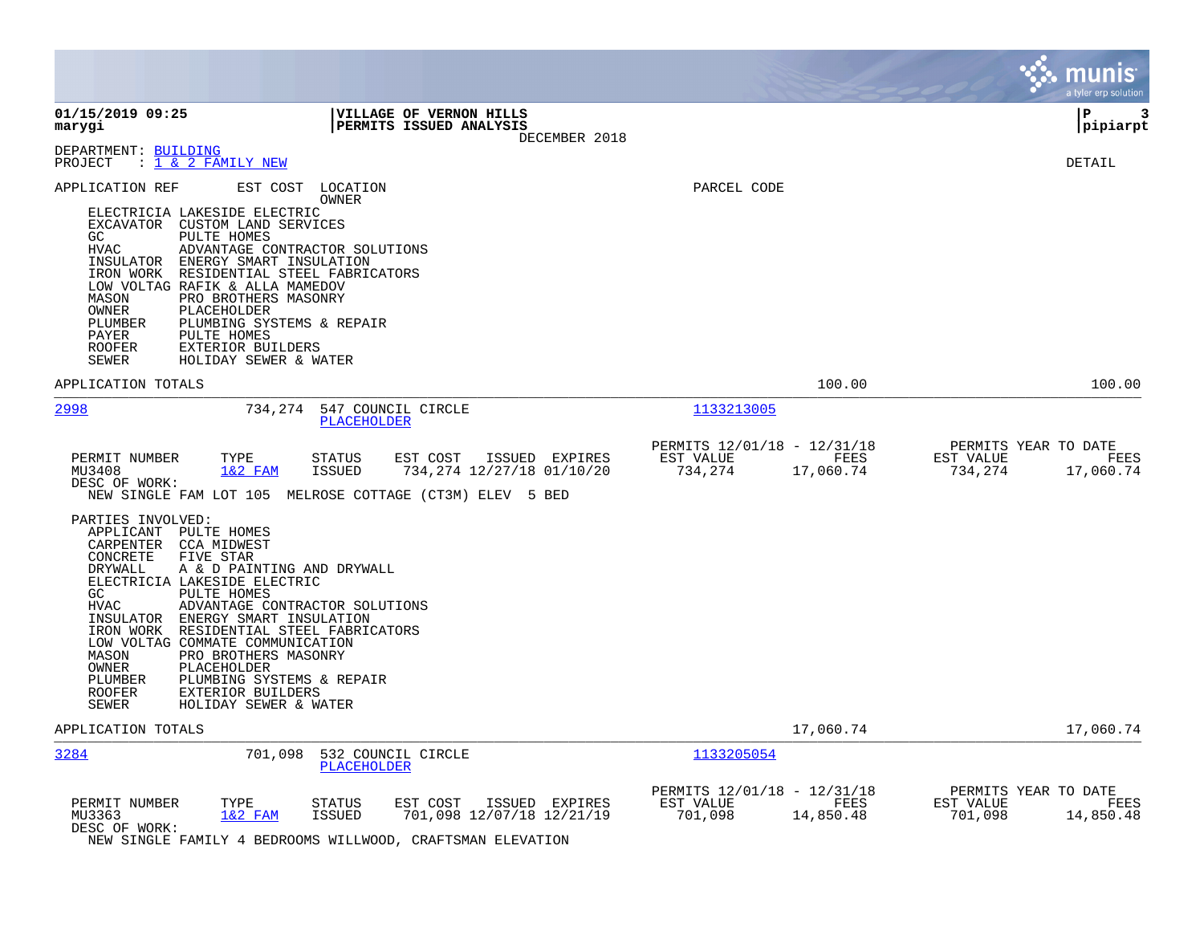**VILLAGE OF VERNON HILLS**
**PERMITS ISSUED ANALYSIS**
DECEMBER 2018

01/15/2019 09:25
marygi

P 3
pipiarpt

DEPARTMENT: BUILDING
PROJECT : 1 & 2 FAMILY NEW

DETAIL

APPLICATION REF | EST COST | LOCATION / OWNER | PARCEL CODE

ELECTRICIA LAKESIDE ELECTRIC
EXCAVATOR CUSTOM LAND SERVICES
GC PULTE HOMES
HVAC ADVANTAGE CONTRACTOR SOLUTIONS
INSULATOR ENERGY SMART INSULATION
IRON WORK RESIDENTIAL STEEL FABRICATORS
LOW VOLTAG RAFIK & ALLA MAMEDOV
MASON PRO BROTHERS MASONRY
OWNER PLACEHOLDER
PLUMBER PLUMBING SYSTEMS & REPAIR
PAYER PULTE HOMES
ROOFER EXTERIOR BUILDERS
SEWER HOLIDAY SEWER & WATER

APPLICATION TOTALS 100.00 100.00

---

**2998** 734,274 547 COUNCIL CIRCLE — PLACEHOLDER — 1133213005

| PERMIT NUMBER | TYPE | STATUS | EST COST | ISSUED | EXPIRES | PERMITS 12/01/18 - 12/31/18 EST VALUE | FEES | PERMITS YEAR TO DATE EST VALUE | FEES |
|---|---|---|---|---|---|---|---|---|---|
| MU3408 | 1&2 FAM | ISSUED | 734,274 | 12/27/18 | 01/10/20 | 734,274 | 17,060.74 | 734,274 | 17,060.74 |

DESC OF WORK:
NEW SINGLE FAM LOT 105 MELROSE COTTAGE (CT3M) ELEV 5 BED

PARTIES INVOLVED:
APPLICANT PULTE HOMES
CARPENTER CCA MIDWEST
CONCRETE FIVE STAR
DRYWALL A & D PAINTING AND DRYWALL
ELECTRICIA LAKESIDE ELECTRIC
GC PULTE HOMES
HVAC ADVANTAGE CONTRACTOR SOLUTIONS
INSULATOR ENERGY SMART INSULATION
IRON WORK RESIDENTIAL STEEL FABRICATORS
LOW VOLTAG COMMATE COMMUNICATION
MASON PRO BROTHERS MASONRY
OWNER PLACEHOLDER
PLUMBER PLUMBING SYSTEMS & REPAIR
ROOFER EXTERIOR BUILDERS
SEWER HOLIDAY SEWER & WATER

APPLICATION TOTALS 17,060.74 17,060.74

---

**3284** 701,098 532 COUNCIL CIRCLE — PLACEHOLDER — 1133205054

| PERMIT NUMBER | TYPE | STATUS | EST COST | ISSUED | EXPIRES | PERMITS 12/01/18 - 12/31/18 EST VALUE | FEES | PERMITS YEAR TO DATE EST VALUE | FEES |
|---|---|---|---|---|---|---|---|---|---|
| MU3363 | 1&2 FAM | ISSUED | 701,098 | 12/07/18 | 12/21/19 | 701,098 | 14,850.48 | 701,098 | 14,850.48 |

DESC OF WORK:
NEW SINGLE FAMILY 4 BEDROOMS WILLWOOD, CRAFTSMAN ELEVATION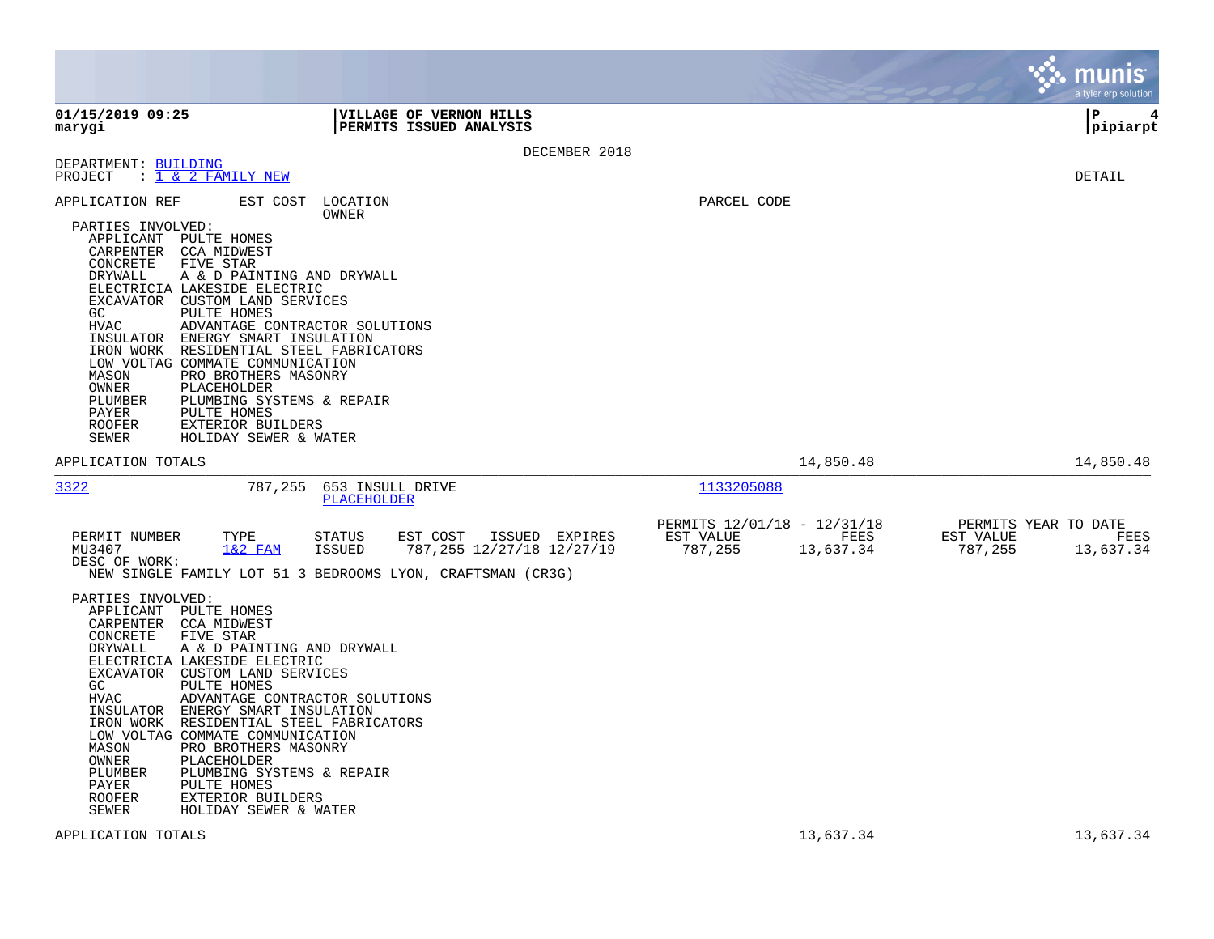**VILLAGE OF VERNON HILLS**
**PERMITS ISSUED ANALYSIS**

01/15/2019 09:25
marygi

P 4
pipiarpt

DECEMBER 2018

DEPARTMENT: BUILDING
PROJECT : 1 & 2 FAMILY NEW

DETAIL

APPLICATION REF | EST COST | LOCATION / OWNER | PARCEL CODE

PARTIES INVOLVED:

| Role | Party |
|---|---|
| APPLICANT | PULTE HOMES |
| CARPENTER | CCA MIDWEST |
| CONCRETE | FIVE STAR |
| DRYWALL | A & D PAINTING AND DRYWALL |
| ELECTRICIA | LAKESIDE ELECTRIC |
| EXCAVATOR | CUSTOM LAND SERVICES |
| GC | PULTE HOMES |
| HVAC | ADVANTAGE CONTRACTOR SOLUTIONS |
| INSULATOR | ENERGY SMART INSULATION |
| IRON WORK | RESIDENTIAL STEEL FABRICATORS |
| LOW VOLTAG | COMMATE COMMUNICATION |
| MASON | PRO BROTHERS MASONRY |
| OWNER | PLACEHOLDER |
| PLUMBER | PLUMBING SYSTEMS & REPAIR |
| PAYER | PULTE HOMES |
| ROOFER | EXTERIOR BUILDERS |
| SEWER | HOLIDAY SEWER & WATER |

APPLICATION TOTALS 14,850.48 14,850.48

---

3322 | 787,255 | 653 INSULL DRIVE / PLACEHOLDER | 1133205088

| PERMIT NUMBER | TYPE | STATUS | EST COST | ISSUED | EXPIRES | PERMITS 12/01/18 - 12/31/18 EST VALUE | FEES | PERMITS YEAR TO DATE EST VALUE | FEES |
|---|---|---|---|---|---|---|---|---|---|
| MU3407 | 1&2 FAM | ISSUED | 787,255 | 12/27/18 | 12/27/19 | 787,255 | 13,637.34 | 787,255 | 13,637.34 |

DESC OF WORK:
NEW SINGLE FAMILY LOT 51 3 BEDROOMS LYON, CRAFTSMAN (CR3G)

PARTIES INVOLVED:

| Role | Party |
|---|---|
| APPLICANT | PULTE HOMES |
| CARPENTER | CCA MIDWEST |
| CONCRETE | FIVE STAR |
| DRYWALL | A & D PAINTING AND DRYWALL |
| ELECTRICIA | LAKESIDE ELECTRIC |
| EXCAVATOR | CUSTOM LAND SERVICES |
| GC | PULTE HOMES |
| HVAC | ADVANTAGE CONTRACTOR SOLUTIONS |
| INSULATOR | ENERGY SMART INSULATION |
| IRON WORK | RESIDENTIAL STEEL FABRICATORS |
| LOW VOLTAG | COMMATE COMMUNICATION |
| MASON | PRO BROTHERS MASONRY |
| OWNER | PLACEHOLDER |
| PLUMBER | PLUMBING SYSTEMS & REPAIR |
| PAYER | PULTE HOMES |
| ROOFER | EXTERIOR BUILDERS |
| SEWER | HOLIDAY SEWER & WATER |

APPLICATION TOTALS 13,637.34 13,637.34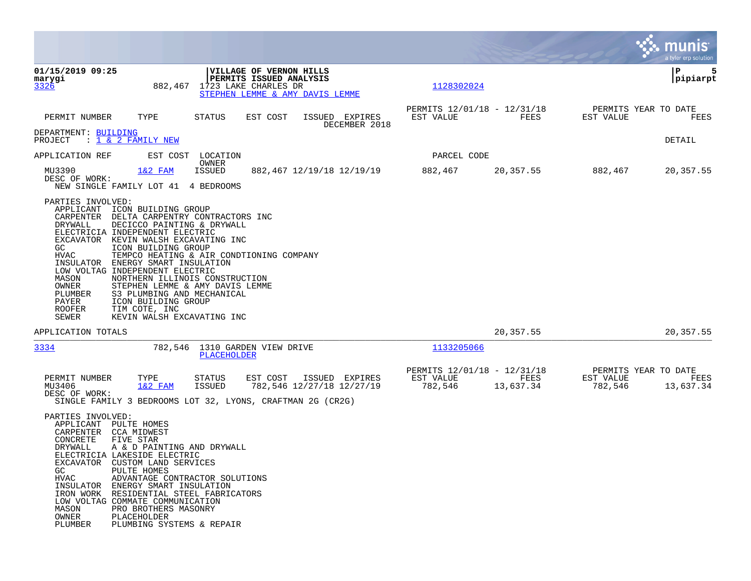01/15/2019 09:25
marygi

**VILLAGE OF VERNON HILLS**
**PERMITS ISSUED ANALYSIS**

pipiarpt

3326 882,467 1723 LAKE CHARLES DR — 1128302024
STEPHEN LEMME & AMY DAVIS LEMME

| PERMIT NUMBER | TYPE | STATUS | EST COST | ISSUED | EXPIRES | PERMITS 12/01/18 - 12/31/18 EST VALUE | FEES | PERMITS YEAR TO DATE EST VALUE | FEES |
|---|---|---|---|---|---|---|---|---|---|

DECEMBER 2018

DEPARTMENT: BUILDING
PROJECT : 1 & 2 FAMILY NEW — DETAIL

APPLICATION REF | EST COST | LOCATION / OWNER | PARCEL CODE

| PERMIT NUMBER | TYPE | STATUS | EST COST | ISSUED | EXPIRES | EST VALUE | FEES | EST VALUE | FEES |
|---|---|---|---|---|---|---|---|---|---|
| MU3390 | 1&2 FAM | ISSUED | 882,467 | 12/19/18 | 12/19/19 | 882,467 | 20,357.55 | 882,467 | 20,357.55 |

DESC OF WORK:
NEW SINGLE FAMILY LOT 41 4 BEDROOMS

PARTIES INVOLVED:

| ROLE | NAME |
|---|---|
| APPLICANT | ICON BUILDING GROUP |
| CARPENTER | DELTA CARPENTRY CONTRACTORS INC |
| DRYWALL | DECICCO PAINTING & DRYWALL |
| ELECTRICIA | INDEPENDENT ELECTRIC |
| EXCAVATOR | KEVIN WALSH EXCAVATING INC |
| GC | ICON BUILDING GROUP |
| HVAC | TEMPCO HEATING & AIR CONDTIONING COMPANY |
| INSULATOR | ENERGY SMART INSULATION |
| LOW VOLTAG | INDEPENDENT ELECTRIC |
| MASON | NORTHERN ILLINOIS CONSTRUCTION |
| OWNER | STEPHEN LEMME & AMY DAVIS LEMME |
| PLUMBER | S3 PLUMBING AND MECHANICAL |
| PAYER | ICON BUILDING GROUP |
| ROOFER | TIM COTE, INC |
| SEWER | KEVIN WALSH EXCAVATING INC |

APPLICATION TOTALS — 20,357.55 — 20,357.55

---

3334 782,546 1310 GARDEN VIEW DRIVE — 1133205066
PLACEHOLDER

| PERMIT NUMBER | TYPE | STATUS | EST COST | ISSUED | EXPIRES | PERMITS 12/01/18 - 12/31/18 EST VALUE | FEES | PERMITS YEAR TO DATE EST VALUE | FEES |
|---|---|---|---|---|---|---|---|---|---|
| MU3406 | 1&2 FAM | ISSUED | 782,546 | 12/27/18 | 12/27/19 | 782,546 | 13,637.34 | 782,546 | 13,637.34 |

DESC OF WORK:
SINGLE FAMILY 3 BEDROOMS LOT 32, LYONS, CRAFTMAN 2G (CR2G)

PARTIES INVOLVED:

| ROLE | NAME |
|---|---|
| APPLICANT | PULTE HOMES |
| CARPENTER | CCA MIDWEST |
| CONCRETE | FIVE STAR |
| DRYWALL | A & D PAINTING AND DRYWALL |
| ELECTRICIA | LAKESIDE ELECTRIC |
| EXCAVATOR | CUSTOM LAND SERVICES |
| GC | PULTE HOMES |
| HVAC | ADVANTAGE CONTRACTOR SOLUTIONS |
| INSULATOR | ENERGY SMART INSULATION |
| IRON WORK | RESIDENTIAL STEEL FABRICATORS |
| LOW VOLTAG | COMMATE COMMUNICATION |
| MASON | PRO BROTHERS MASONRY |
| OWNER | PLACEHOLDER |
| PLUMBER | PLUMBING SYSTEMS & REPAIR |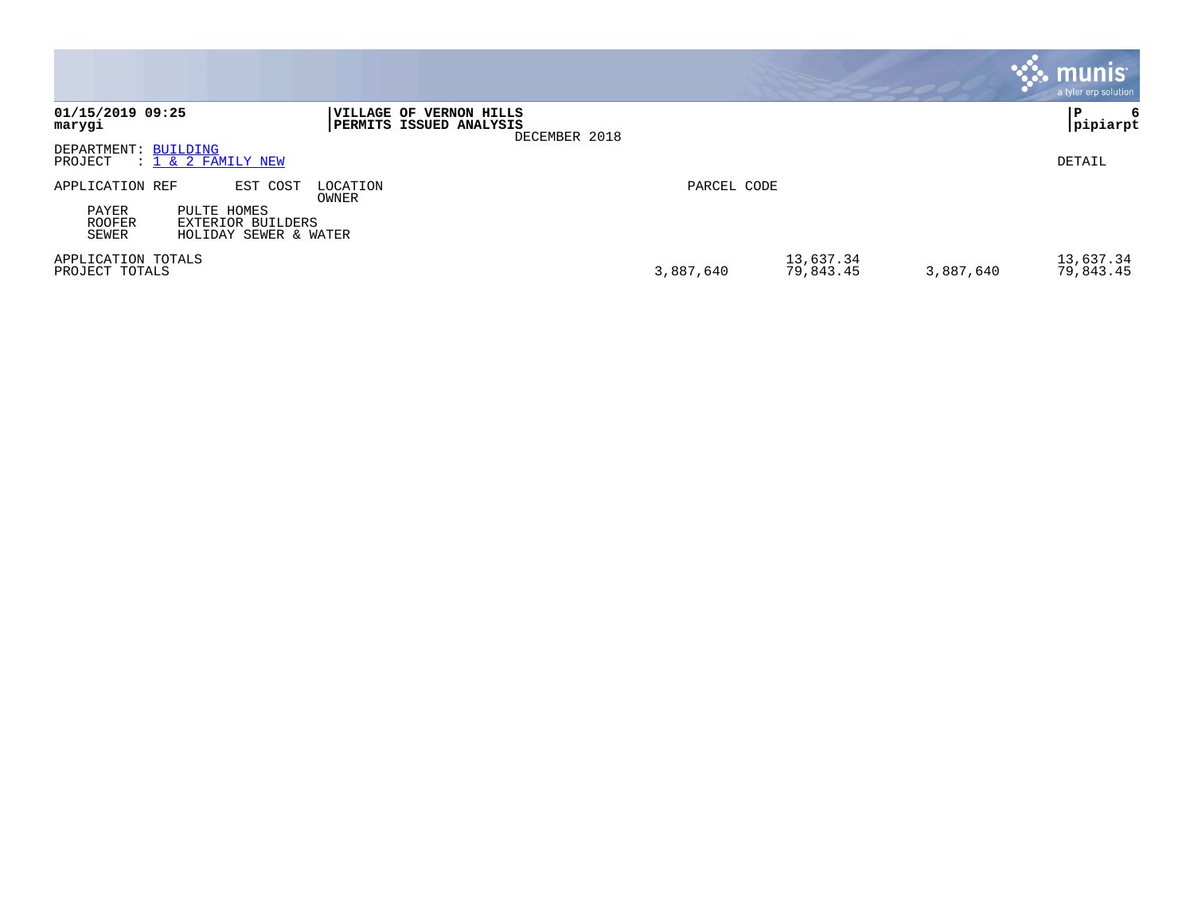**VILLAGE OF VERNON HILLS**
**PERMITS ISSUED ANALYSIS**
DECEMBER 2018

01/15/2019 09:25
marygi

DEPARTMENT: BUILDING
PROJECT : 1 & 2 FAMILY NEW

DETAIL

| APPLICATION REF | EST COST | LOCATION / OWNER | PARCEL CODE | | | |
|---|---|---|---|---|---|---|
| PAYER | PULTE HOMES | | | | | |
| ROOFER | EXTERIOR BUILDERS | | | | | |
| SEWER | HOLIDAY SEWER & WATER | | | | | |
| APPLICATION TOTALS | | | | 13,637.34 | | 13,637.34 |
| PROJECT TOTALS | | | 3,887,640 | 79,843.45 | 3,887,640 | 79,843.45 |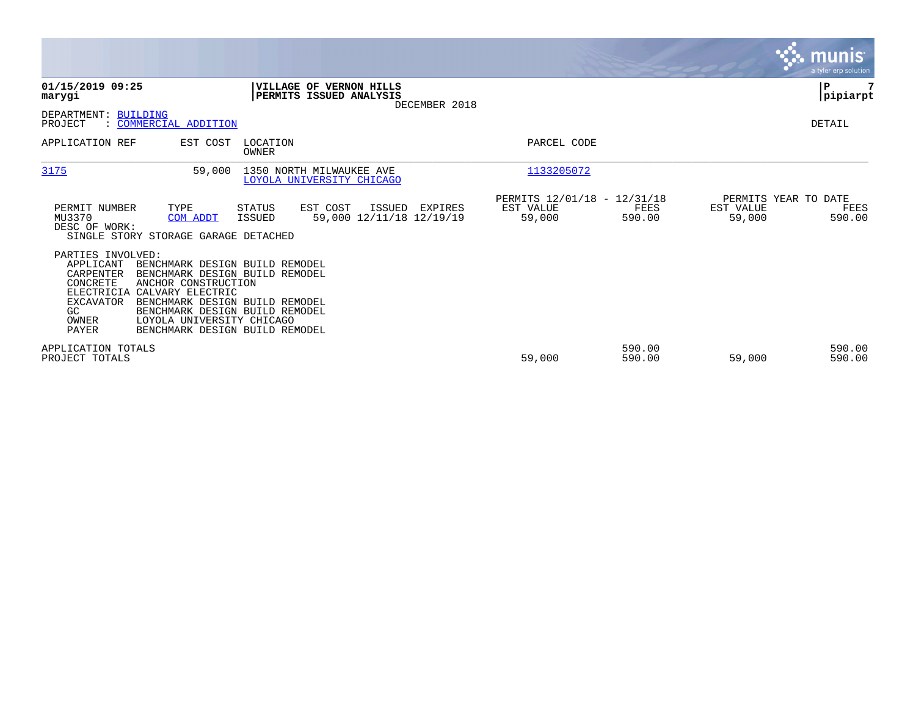**01/15/2019 09:25**
**marygi**

**VILLAGE OF VERNON HILLS**
**PERMITS ISSUED ANALYSIS**
DECEMBER 2018

**pipiarpt**

DEPARTMENT: BUILDING
PROJECT : COMMERCIAL ADDITION

DETAIL

| APPLICATION REF | EST COST | LOCATION / OWNER | PARCEL CODE |
|---|---|---|---|
| 3175 | 59,000 | 1350 NORTH MILWAUKEE AVE / LOYOLA UNIVERSITY CHICAGO | 1133205072 |

| PERMIT NUMBER | TYPE | STATUS | EST COST | ISSUED | EXPIRES | PERMITS 12/01/18 - 12/31/18 EST VALUE | FEES | PERMITS YEAR TO DATE EST VALUE | FEES |
|---|---|---|---|---|---|---|---|---|---|
| MU3370 | COM ADDT | ISSUED | 59,000 | 12/11/18 | 12/19/19 | 59,000 | 590.00 | 59,000 | 590.00 |

DESC OF WORK:
SINGLE STORY STORAGE GARAGE DETACHED

PARTIES INVOLVED:

| Role | Party |
|---|---|
| APPLICANT | BENCHMARK DESIGN BUILD REMODEL |
| CARPENTER | BENCHMARK DESIGN BUILD REMODEL |
| CONCRETE | ANCHOR CONSTRUCTION |
| ELECTRICIA | CALVARY ELECTRIC |
| EXCAVATOR | BENCHMARK DESIGN BUILD REMODEL |
| GC | BENCHMARK DESIGN BUILD REMODEL |
| OWNER | LOYOLA UNIVERSITY CHICAGO |
| PAYER | BENCHMARK DESIGN BUILD REMODEL |

| | EST VALUE | FEES | YTD EST VALUE | YTD FEES |
|---|---|---|---|---|
| APPLICATION TOTALS | | 590.00 | | 590.00 |
| PROJECT TOTALS | 59,000 | 590.00 | 59,000 | 590.00 |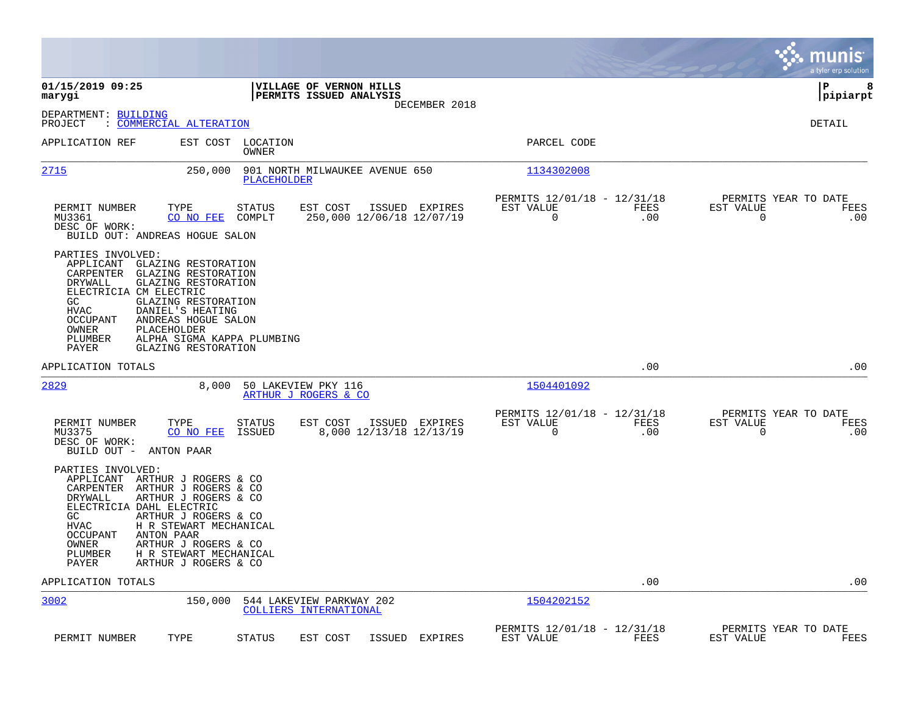01/15/2019 09:25
marygi

**VILLAGE OF VERNON HILLS**
**PERMITS ISSUED ANALYSIS**
DECEMBER 2018

P 8
pipiarpt

DEPARTMENT: BUILDING
PROJECT : COMMERCIAL ALTERATION

DETAIL

| APPLICATION REF | EST COST | LOCATION / OWNER | PARCEL CODE |
|---|---|---|---|
| 2715 | 250,000 | 901 NORTH MILWAUKEE AVENUE 650 / PLACEHOLDER | 1134302008 |

| PERMIT NUMBER | TYPE | STATUS | EST COST | ISSUED | EXPIRES | PERMITS 12/01/18 - 12/31/18 EST VALUE | FEES | PERMITS YEAR TO DATE EST VALUE | FEES |
|---|---|---|---|---|---|---|---|---|---|
| MU3361 | CO NO FEE | COMPLT | 250,000 | 12/06/18 | 12/07/19 | 0 | .00 | 0 | .00 |

DESC OF WORK:
BUILD OUT: ANDREAS HOGUE SALON

PARTIES INVOLVED:
- APPLICANT GLAZING RESTORATION
- CARPENTER GLAZING RESTORATION
- DRYWALL GLAZING RESTORATION
- ELECTRICIA CM ELECTRIC
- GC GLAZING RESTORATION
- HVAC DANIEL'S HEATING
- OCCUPANT ANDREAS HOGUE SALON
- OWNER PLACEHOLDER
- PLUMBER ALPHA SIGMA KAPPA PLUMBING
- PAYER GLAZING RESTORATION

APPLICATION TOTALS .00 .00

| APPLICATION REF | EST COST | LOCATION / OWNER | PARCEL CODE |
|---|---|---|---|
| 2829 | 8,000 | 50 LAKEVIEW PKY 116 / ARTHUR J ROGERS & CO | 1504401092 |

| PERMIT NUMBER | TYPE | STATUS | EST COST | ISSUED | EXPIRES | PERMITS 12/01/18 - 12/31/18 EST VALUE | FEES | PERMITS YEAR TO DATE EST VALUE | FEES |
|---|---|---|---|---|---|---|---|---|---|
| MU3375 | CO NO FEE | ISSUED | 8,000 | 12/13/18 | 12/13/19 | 0 | .00 | 0 | .00 |

DESC OF WORK:
BUILD OUT - ANTON PAAR

PARTIES INVOLVED:
- APPLICANT ARTHUR J ROGERS & CO
- CARPENTER ARTHUR J ROGERS & CO
- DRYWALL ARTHUR J ROGERS & CO
- ELECTRICIA DAHL ELECTRIC
- GC ARTHUR J ROGERS & CO
- HVAC H R STEWART MECHANICAL
- OCCUPANT ANTON PAAR
- OWNER ARTHUR J ROGERS & CO
- PLUMBER H R STEWART MECHANICAL
- PAYER ARTHUR J ROGERS & CO

APPLICATION TOTALS .00 .00

| APPLICATION REF | EST COST | LOCATION / OWNER | PARCEL CODE |
|---|---|---|---|
| 3002 | 150,000 | 544 LAKEVIEW PARKWAY 202 / COLLIERS INTERNATIONAL | 1504202152 |

| PERMIT NUMBER | TYPE | STATUS | EST COST | ISSUED | EXPIRES | PERMITS 12/01/18 - 12/31/18 EST VALUE | FEES | PERMITS YEAR TO DATE EST VALUE | FEES |
|---|---|---|---|---|---|---|---|---|---|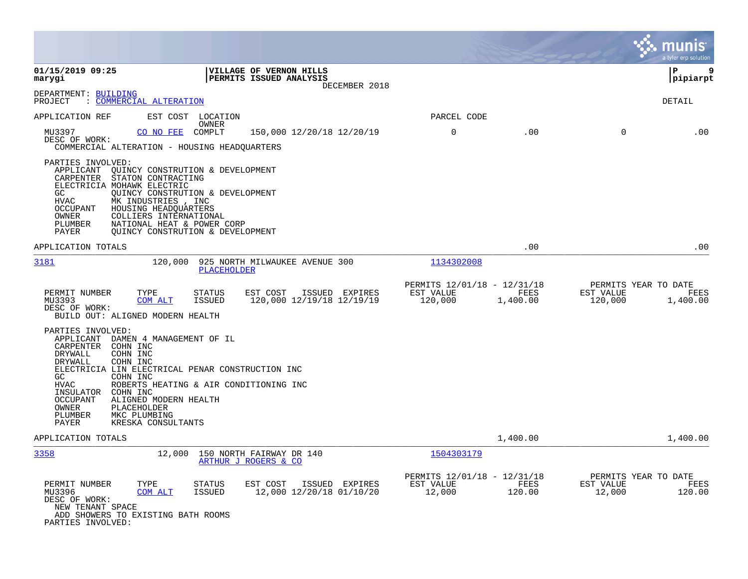**01/15/2019 09:25** | **VILLAGE OF VERNON HILLS** | **P 9**
**marygi** | **PERMITS ISSUED ANALYSIS** | **pipiarpt**

DECEMBER 2018

DEPARTMENT: BUILDING
PROJECT : COMMERCIAL ALTERATION

DETAIL

APPLICATION REF    EST COST    LOCATION    PARCEL CODE
OWNER

| MU3397 | CO NO FEE | COMPLT | 150,000 12/20/18 12/20/19 | 0 | .00 | 0 | .00 |
|---|---|---|---|---|---|---|---|

DESC OF WORK:
COMMERCIAL ALTERATION - HOUSING HEADQUARTERS

PARTIES INVOLVED:
- APPLICANT QUINCY CONSTRUTION & DEVELOPMENT
- CARPENTER STATON CONTRACTING
- ELECTRICIA MOHAWK ELECTRIC
- GC QUINCY CONSTRUTION & DEVELOPMENT
- HVAC MK INDUSTRIES , INC
- OCCUPANT HOUSING HEADQUARTERS
- OWNER COLLIERS INTERNATIONAL
- PLUMBER NATIONAL HEAT & POWER CORP
- PAYER QUINCY CONSTRUTION & DEVELOPMENT

APPLICATION TOTALS .00 .00

---

**3181** 120,000 925 NORTH MILWAUKEE AVENUE 300 — 1134302008
PLACEHOLDER

| PERMIT NUMBER | TYPE | STATUS | EST COST | ISSUED | EXPIRES | PERMITS 12/01/18 - 12/31/18 EST VALUE | FEES | PERMITS YEAR TO DATE EST VALUE | FEES |
|---|---|---|---|---|---|---|---|---|---|
| MU3393 | COM ALT | ISSUED | 120,000 | 12/19/18 | 12/19/19 | 120,000 | 1,400.00 | 120,000 | 1,400.00 |

DESC OF WORK:
BUILD OUT: ALIGNED MODERN HEALTH

PARTIES INVOLVED:
- APPLICANT DAMEN 4 MANAGEMENT OF IL
- CARPENTER COHN INC
- DRYWALL COHN INC
- DRYWALL COHN INC
- ELECTRICIA LIN ELECTRICAL PENAR CONSTRUCTION INC
- GC COHN INC
- HVAC ROBERTS HEATING & AIR CONDITIONING INC
- INSULATOR COHN INC
- OCCUPANT ALIGNED MODERN HEALTH
- OWNER PLACEHOLDER
- PLUMBER MKC PLUMBING
- PAYER KRESKA CONSULTANTS

APPLICATION TOTALS 1,400.00 1,400.00

---

**3358** 12,000 150 NORTH FAIRWAY DR 140 — 1504303179
ARTHUR J ROGERS & CO

| PERMIT NUMBER | TYPE | STATUS | EST COST | ISSUED | EXPIRES | PERMITS 12/01/18 - 12/31/18 EST VALUE | FEES | PERMITS YEAR TO DATE EST VALUE | FEES |
|---|---|---|---|---|---|---|---|---|---|
| MU3396 | COM ALT | ISSUED | 12,000 | 12/20/18 | 01/10/20 | 12,000 | 120.00 | 12,000 | 120.00 |

DESC OF WORK:
NEW TENANT SPACE
ADD SHOWERS TO EXISTING BATH ROOMS

PARTIES INVOLVED: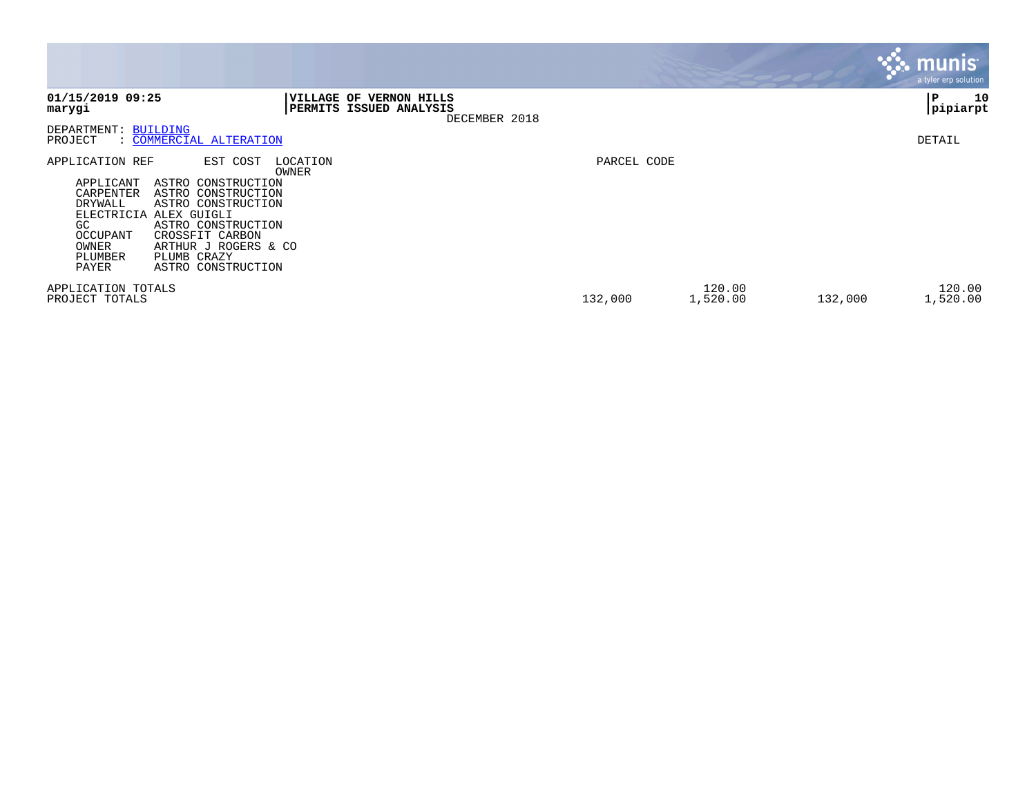**01/15/2019 09:25**
**marygi**

**VILLAGE OF VERNON HILLS**
**PERMITS ISSUED ANALYSIS**
DECEMBER 2018

**P 10**
**pipiarpt**

DEPARTMENT: BUILDING
PROJECT : COMMERCIAL ALTERATION

DETAIL

| APPLICATION REF | EST COST | LOCATION OWNER | PARCEL CODE | | | |
|---|---|---|---|---|---|---|
| APPLICANT ASTRO CONSTRUCTION | | | | | | |
| CARPENTER ASTRO CONSTRUCTION | | | | | | |
| DRYWALL ASTRO CONSTRUCTION | | | | | | |
| ELECTRICIA ALEX GUIGLI | | | | | | |
| GC ASTRO CONSTRUCTION | | | | | | |
| OCCUPANT CROSSFIT CARBON | | | | | | |
| OWNER ARTHUR J ROGERS & CO | | | | | | |
| PLUMBER PLUMB CRAZY | | | | | | |
| PAYER ASTRO CONSTRUCTION | | | | | | |
| APPLICATION TOTALS | | | | 120.00 | | 120.00 |
| PROJECT TOTALS | | | 132,000 | 1,520.00 | 132,000 | 1,520.00 |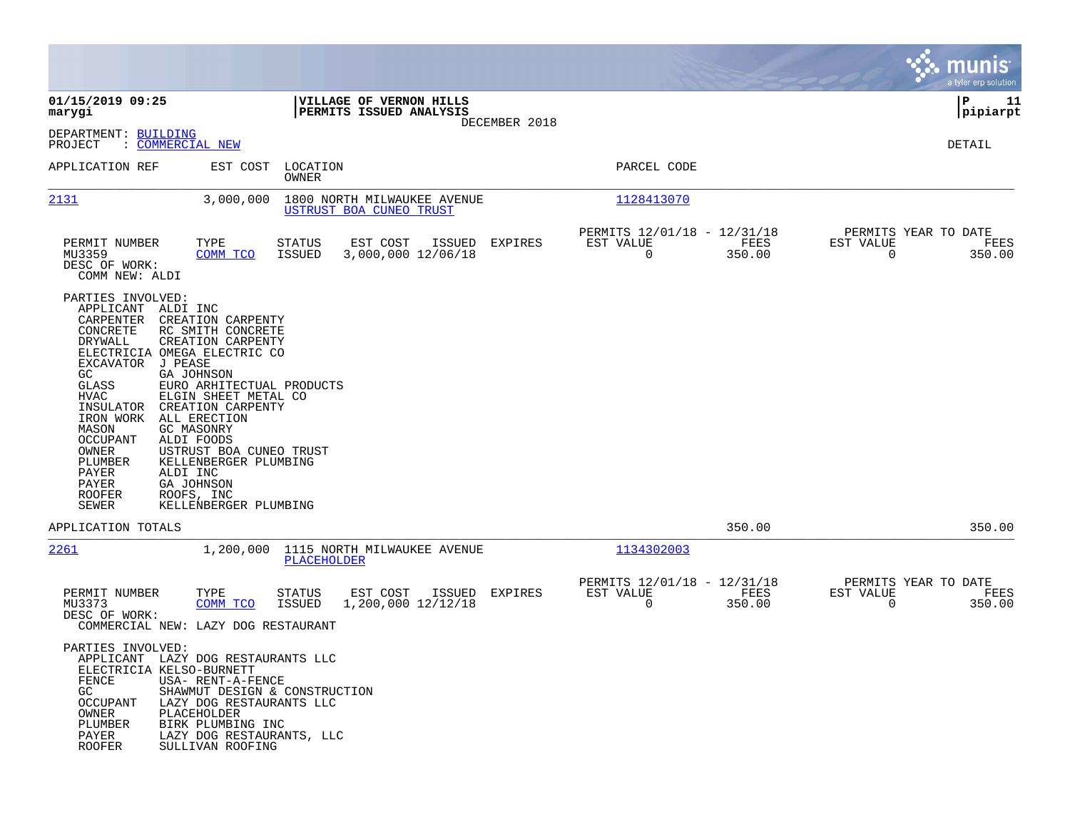01/15/2019 09:25 | VILLAGE OF VERNON HILLS | P 11
marygi | PERMITS ISSUED ANALYSIS | pipiarpt
DECEMBER 2018

DEPARTMENT: BUILDING
PROJECT : COMMERCIAL NEW

DETAIL

| APPLICATION REF | EST COST | LOCATION / OWNER | PARCEL CODE |
|---|---|---|---|
| 2131 | 3,000,000 | 1800 NORTH MILWAUKEE AVENUE / USTRUST BOA CUNEO TRUST | 1128413070 |

| PERMIT NUMBER | TYPE | STATUS | EST COST | ISSUED | EXPIRES | PERMITS 12/01/18 - 12/31/18 EST VALUE | FEES | PERMITS YEAR TO DATE EST VALUE | FEES |
|---|---|---|---|---|---|---|---|---|---|
| MU3359 | COMM TCO | ISSUED | 3,000,000 | 12/06/18 | | 0 | 350.00 | 0 | 350.00 |

DESC OF WORK:
COMM NEW: ALDI

PARTIES INVOLVED:

| | |
|---|---|
| APPLICANT | ALDI INC |
| CARPENTER | CREATION CARPENTY |
| CONCRETE | RC SMITH CONCRETE |
| DRYWALL | CREATION CARPENTY |
| ELECTRICIA | OMEGA ELECTRIC CO |
| EXCAVATOR | J PEASE |
| GC | GA JOHNSON |
| GLASS | EURO ARHITECTURAL PRODUCTS |
| HVAC | ELGIN SHEET METAL CO |
| INSULATOR | CREATION CARPENTY |
| IRON WORK | ALL ERECTION |
| MASON | GC MASONRY |
| OCCUPANT | ALDI FOODS |
| OWNER | USTRUST BOA CUNEO TRUST |
| PLUMBER | KELLENBERGER PLUMBING |
| PAYER | ALDI INC |
| PAYER | GA JOHNSON |
| ROOFER | ROOFS, INC |
| SEWER | KELLENBERGER PLUMBING |

APPLICATION TOTALS 350.00 350.00

| APPLICATION REF | EST COST | LOCATION / OWNER | PARCEL CODE |
|---|---|---|---|
| 2261 | 1,200,000 | 1115 NORTH MILWAUKEE AVENUE / PLACEHOLDER | 1134302003 |

| PERMIT NUMBER | TYPE | STATUS | EST COST | ISSUED | EXPIRES | PERMITS 12/01/18 - 12/31/18 EST VALUE | FEES | PERMITS YEAR TO DATE EST VALUE | FEES |
|---|---|---|---|---|---|---|---|---|---|
| MU3373 | COMM TCO | ISSUED | 1,200,000 | 12/12/18 | | 0 | 350.00 | 0 | 350.00 |

DESC OF WORK:
COMMERCIAL NEW: LAZY DOG RESTAURANT

PARTIES INVOLVED:

| | |
|---|---|
| APPLICANT | LAZY DOG RESTAURANTS LLC |
| ELECTRICIA | KELSO-BURNETT |
| FENCE | USA- RENT-A-FENCE |
| GC | SHAWMUT DESIGN & CONSTRUCTION |
| OCCUPANT | LAZY DOG RESTAURANTS LLC |
| OWNER | PLACEHOLDER |
| PLUMBER | BIRK PLUMBING INC |
| PAYER | LAZY DOG RESTAURANTS, LLC |
| ROOFER | SULLIVAN ROOFING |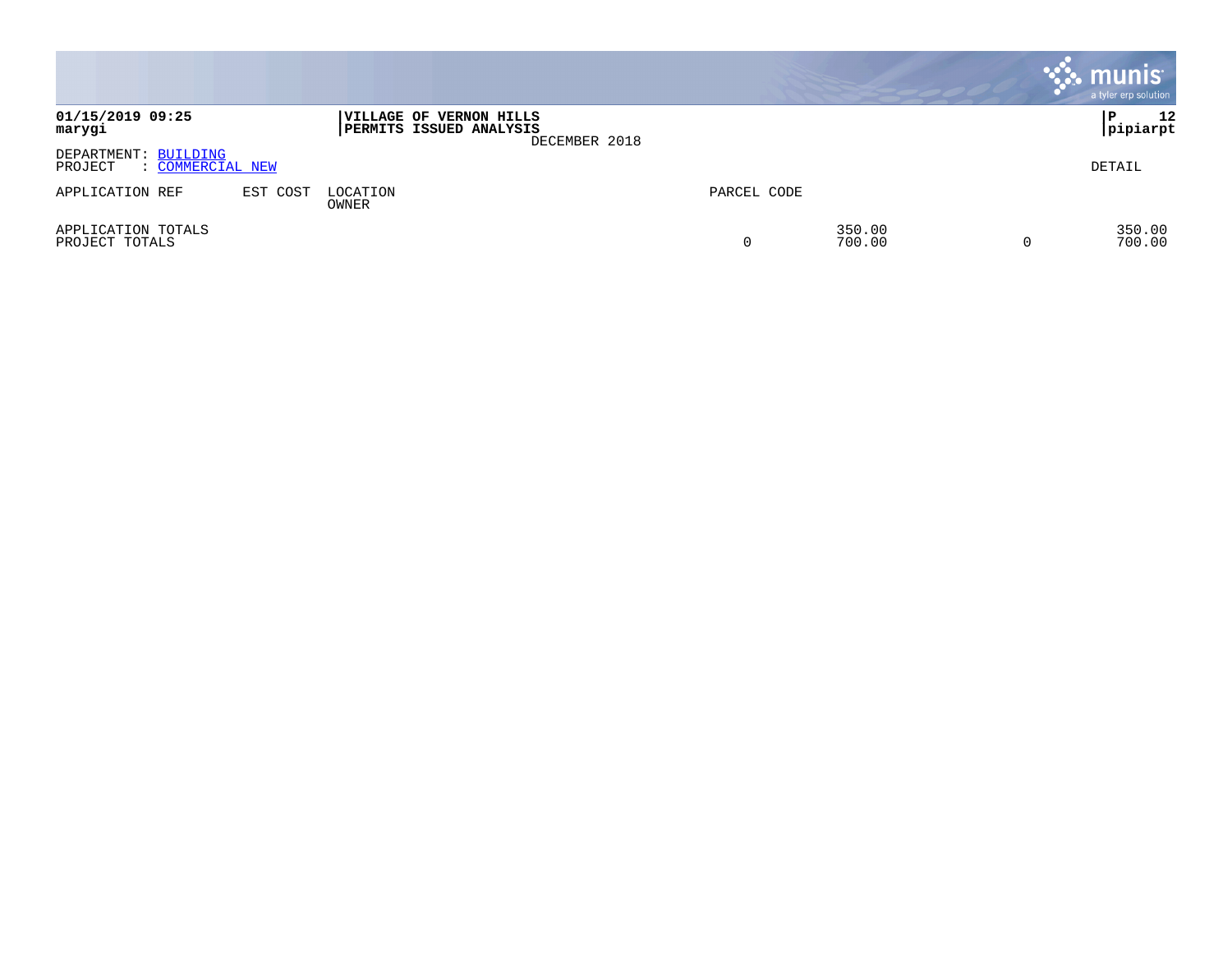**01/15/2019 09:25**
**marygi**

**VILLAGE OF VERNON HILLS**
**PERMITS ISSUED ANALYSIS**
DECEMBER 2018

**P 12**
**pipiarpt**

DEPARTMENT: BUILDING
PROJECT : COMMERCIAL NEW

DETAIL

| APPLICATION REF | EST COST | LOCATION / OWNER | PARCEL CODE | | | |
|---|---|---|---|---|---|---|
| APPLICATION TOTALS | | | | 350.00 | | 350.00 |
| PROJECT TOTALS | | | 0 | 700.00 | 0 | 700.00 |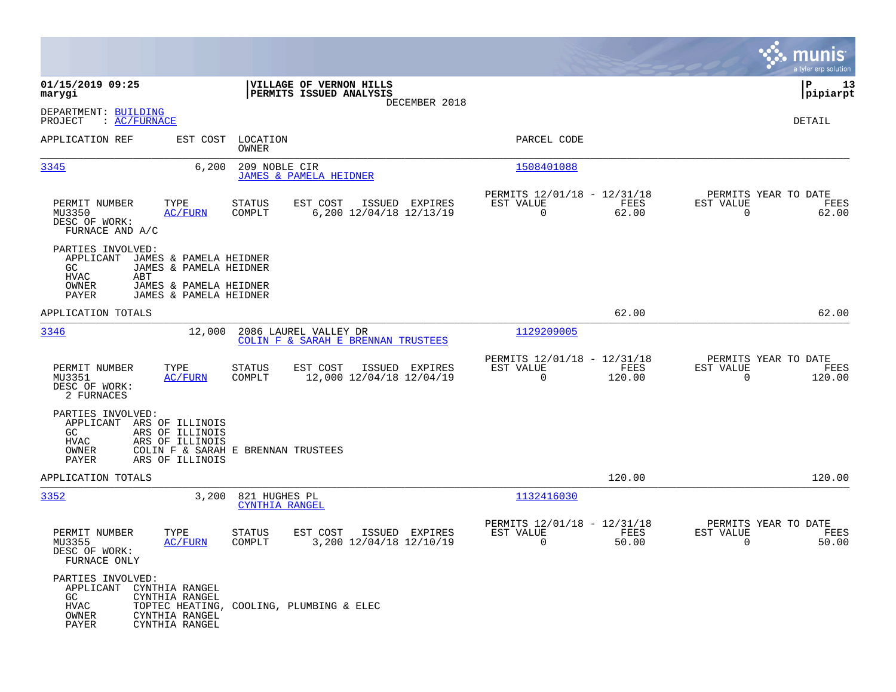01/15/2019 09:25 **VILLAGE OF VERNON HILLS**
marygi **PERMITS ISSUED ANALYSIS**
DECEMBER 2018
pipiarpt

DEPARTMENT: BUILDING
PROJECT : AC/FURNACE

DETAIL

| APPLICATION REF | EST COST | LOCATION / OWNER | PARCEL CODE |
|---|---|---|---|
| 3345 | 6,200 | 209 NOBLE CIR / JAMES & PAMELA HEIDNER | 1508401088 |

| PERMIT NUMBER | TYPE | STATUS | EST COST | ISSUED | EXPIRES | PERMITS 12/01/18 - 12/31/18 EST VALUE | FEES | PERMITS YEAR TO DATE EST VALUE | FEES |
|---|---|---|---|---|---|---|---|---|---|
| MU3350 | AC/FURN | COMPLT | 6,200 | 12/04/18 | 12/13/19 | 0 | 62.00 | 0 | 62.00 |

DESC OF WORK:
FURNACE AND A/C

PARTIES INVOLVED:
- APPLICANT JAMES & PAMELA HEIDNER
- GC JAMES & PAMELA HEIDNER
- HVAC ABT
- OWNER JAMES & PAMELA HEIDNER
- PAYER JAMES & PAMELA HEIDNER

APPLICATION TOTALS 62.00 62.00

| APPLICATION REF | EST COST | LOCATION / OWNER | PARCEL CODE |
|---|---|---|---|
| 3346 | 12,000 | 2086 LAUREL VALLEY DR / COLIN F & SARAH E BRENNAN TRUSTEES | 1129209005 |

| PERMIT NUMBER | TYPE | STATUS | EST COST | ISSUED | EXPIRES | PERMITS 12/01/18 - 12/31/18 EST VALUE | FEES | PERMITS YEAR TO DATE EST VALUE | FEES |
|---|---|---|---|---|---|---|---|---|---|
| MU3351 | AC/FURN | COMPLT | 12,000 | 12/04/18 | 12/04/19 | 0 | 120.00 | 0 | 120.00 |

DESC OF WORK:
2 FURNACES

PARTIES INVOLVED:
- APPLICANT ARS OF ILLINOIS
- GC ARS OF ILLINOIS
- HVAC ARS OF ILLINOIS
- OWNER COLIN F & SARAH E BRENNAN TRUSTEES
- PAYER ARS OF ILLINOIS

APPLICATION TOTALS 120.00 120.00

| APPLICATION REF | EST COST | LOCATION / OWNER | PARCEL CODE |
|---|---|---|---|
| 3352 | 3,200 | 821 HUGHES PL / CYNTHIA RANGEL | 1132416030 |

| PERMIT NUMBER | TYPE | STATUS | EST COST | ISSUED | EXPIRES | PERMITS 12/01/18 - 12/31/18 EST VALUE | FEES | PERMITS YEAR TO DATE EST VALUE | FEES |
|---|---|---|---|---|---|---|---|---|---|
| MU3355 | AC/FURN | COMPLT | 3,200 | 12/04/18 | 12/10/19 | 0 | 50.00 | 0 | 50.00 |

DESC OF WORK:
FURNACE ONLY

PARTIES INVOLVED:
- APPLICANT CYNTHIA RANGEL
- GC CYNTHIA RANGEL
- HVAC TOPTEC HEATING, COOLING, PLUMBING & ELEC
- OWNER CYNTHIA RANGEL
- PAYER CYNTHIA RANGEL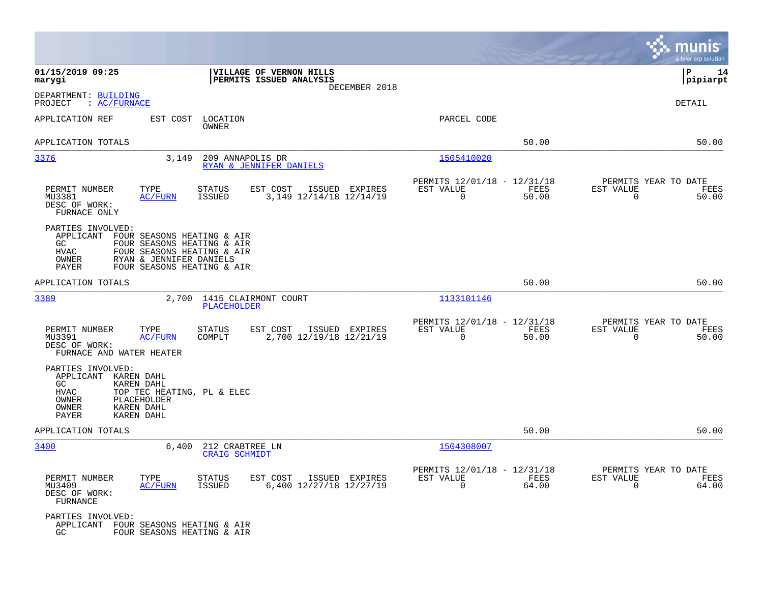**01/15/2019 09:25** | **VILLAGE OF VERNON HILLS** | **P 14**
**marygi** | **PERMITS ISSUED ANALYSIS** | **pipiarpt**

DECEMBER 2018

DEPARTMENT: BUILDING
PROJECT : AC/FURNACE

DETAIL

| APPLICATION REF | EST COST | LOCATION / OWNER | PARCEL CODE | | |
|---|---|---|---|---|---|
| APPLICATION TOTALS | | | | 50.00 | 50.00 |

---

**3376** | 3,149 | 209 ANNAPOLIS DR | RYAN & JENNIFER DANIELS | 1505410020

| PERMIT NUMBER | TYPE | STATUS | EST COST | ISSUED | EXPIRES | PERMITS 12/01/18 - 12/31/18 EST VALUE | FEES | PERMITS YEAR TO DATE EST VALUE | FEES |
|---|---|---|---|---|---|---|---|---|---|
| MU3381 | AC/FURN | ISSUED | 3,149 | 12/14/18 | 12/14/19 | 0 | 50.00 | 0 | 50.00 |

DESC OF WORK:
FURNACE ONLY

PARTIES INVOLVED:
- APPLICANT FOUR SEASONS HEATING & AIR
- GC FOUR SEASONS HEATING & AIR
- HVAC FOUR SEASONS HEATING & AIR
- OWNER RYAN & JENNIFER DANIELS
- PAYER FOUR SEASONS HEATING & AIR

APPLICATION TOTALS 50.00 50.00

---

**3389** | 2,700 | 1415 CLAIRMONT COURT | PLACEHOLDER | 1133101146

| PERMIT NUMBER | TYPE | STATUS | EST COST | ISSUED | EXPIRES | PERMITS 12/01/18 - 12/31/18 EST VALUE | FEES | PERMITS YEAR TO DATE EST VALUE | FEES |
|---|---|---|---|---|---|---|---|---|---|
| MU3391 | AC/FURN | COMPLT | 2,700 | 12/19/18 | 12/21/19 | 0 | 50.00 | 0 | 50.00 |

DESC OF WORK:
FURNACE AND WATER HEATER

PARTIES INVOLVED:
- APPLICANT KAREN DAHL
- GC KAREN DAHL
- HVAC TOP TEC HEATING, PL & ELEC
- OWNER PLACEHOLDER
- OWNER KAREN DAHL
- PAYER KAREN DAHL

APPLICATION TOTALS 50.00 50.00

---

**3400** | 6,400 | 212 CRABTREE LN | CRAIG SCHMIDT | 1504308007

| PERMIT NUMBER | TYPE | STATUS | EST COST | ISSUED | EXPIRES | PERMITS 12/01/18 - 12/31/18 EST VALUE | FEES | PERMITS YEAR TO DATE EST VALUE | FEES |
|---|---|---|---|---|---|---|---|---|---|
| MU3409 | AC/FURN | ISSUED | 6,400 | 12/27/18 | 12/27/19 | 0 | 64.00 | 0 | 64.00 |

DESC OF WORK:
FURNACE

PARTIES INVOLVED:
- APPLICANT FOUR SEASONS HEATING & AIR
- GC FOUR SEASONS HEATING & AIR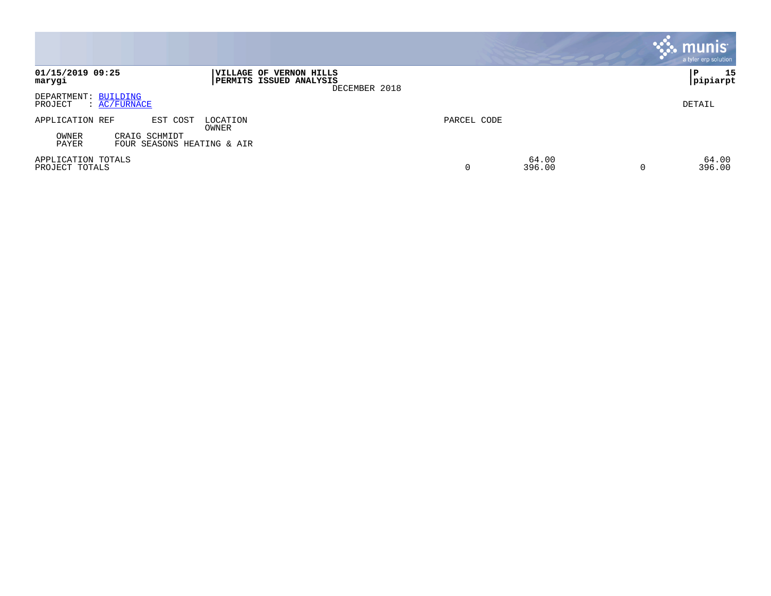**01/15/2019 09:25**
**marygi**

**VILLAGE OF VERNON HILLS**
**PERMITS ISSUED ANALYSIS**
DECEMBER 2018

**P 15**
**pipiarpt**

DEPARTMENT: BUILDING
PROJECT : AC/FURNACE

DETAIL

| APPLICATION REF | EST COST | LOCATION / OWNER | PARCEL CODE | | | |
|---|---|---|---|---|---|---|
| OWNER | CRAIG SCHMIDT | | | | | |
| PAYER | FOUR SEASONS HEATING & AIR | | | | | |
| APPLICATION TOTALS | | | | 64.00 | | 64.00 |
| PROJECT TOTALS | | | 0 | 396.00 | 0 | 396.00 |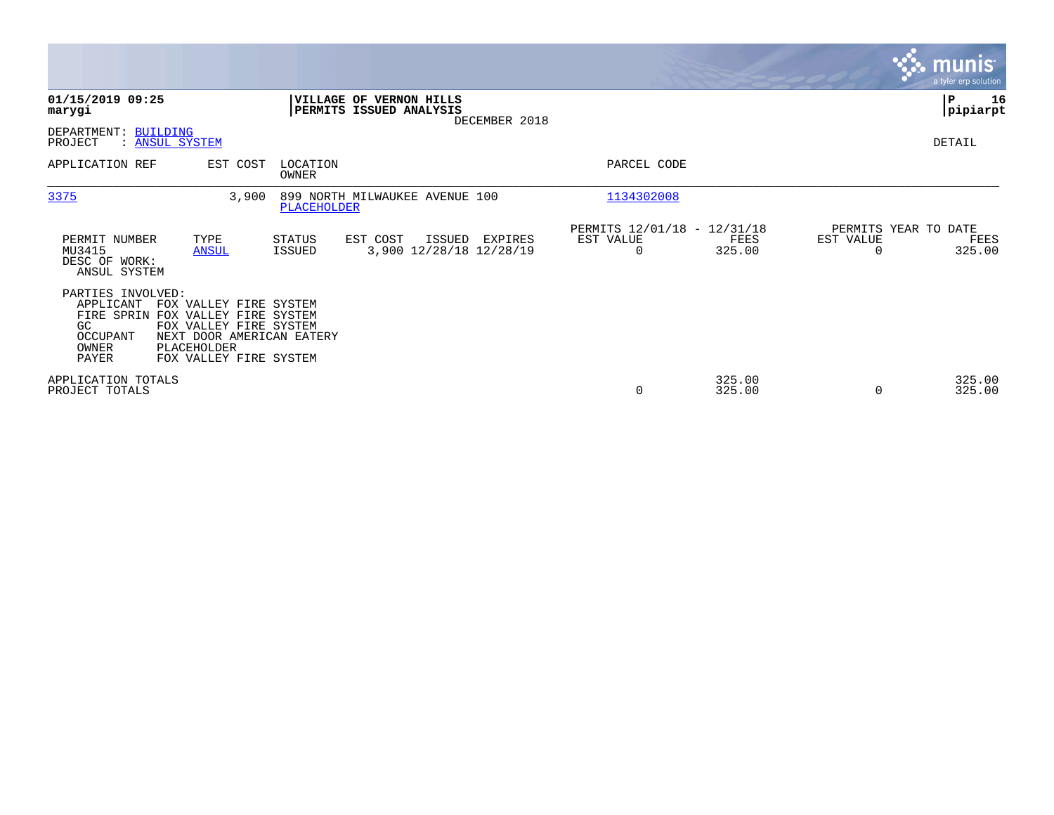**01/15/2019 09:25**
**marygi**

**VILLAGE OF VERNON HILLS**
**PERMITS ISSUED ANALYSIS**
DECEMBER 2018

**pipiarpt**

DEPARTMENT: BUILDING
PROJECT : ANSUL SYSTEM

DETAIL

| APPLICATION REF | EST COST | LOCATION / OWNER | PARCEL CODE |
|---|---|---|---|
| 3375 | 3,900 | 899 NORTH MILWAUKEE AVENUE 100 / PLACEHOLDER | 1134302008 |

| PERMIT NUMBER | TYPE | STATUS | EST COST | ISSUED | EXPIRES | PERMITS 12/01/18 - 12/31/18 EST VALUE | FEES | PERMITS YEAR TO DATE EST VALUE | FEES |
|---|---|---|---|---|---|---|---|---|---|
| MU3415 | ANSUL | ISSUED | 3,900 | 12/28/18 | 12/28/19 | 0 | 325.00 | 0 | 325.00 |

DESC OF WORK:
ANSUL SYSTEM

PARTIES INVOLVED:

| | |
|---|---|
| APPLICANT | FOX VALLEY FIRE SYSTEM |
| FIRE SPRIN | FOX VALLEY FIRE SYSTEM |
| GC | FOX VALLEY FIRE SYSTEM |
| OCCUPANT | NEXT DOOR AMERICAN EATERY |
| OWNER | PLACEHOLDER |
| PAYER | FOX VALLEY FIRE SYSTEM |

| | EST VALUE | FEES | EST VALUE | FEES |
|---|---|---|---|---|
| APPLICATION TOTALS | | 325.00 | | 325.00 |
| PROJECT TOTALS | 0 | 325.00 | 0 | 325.00 |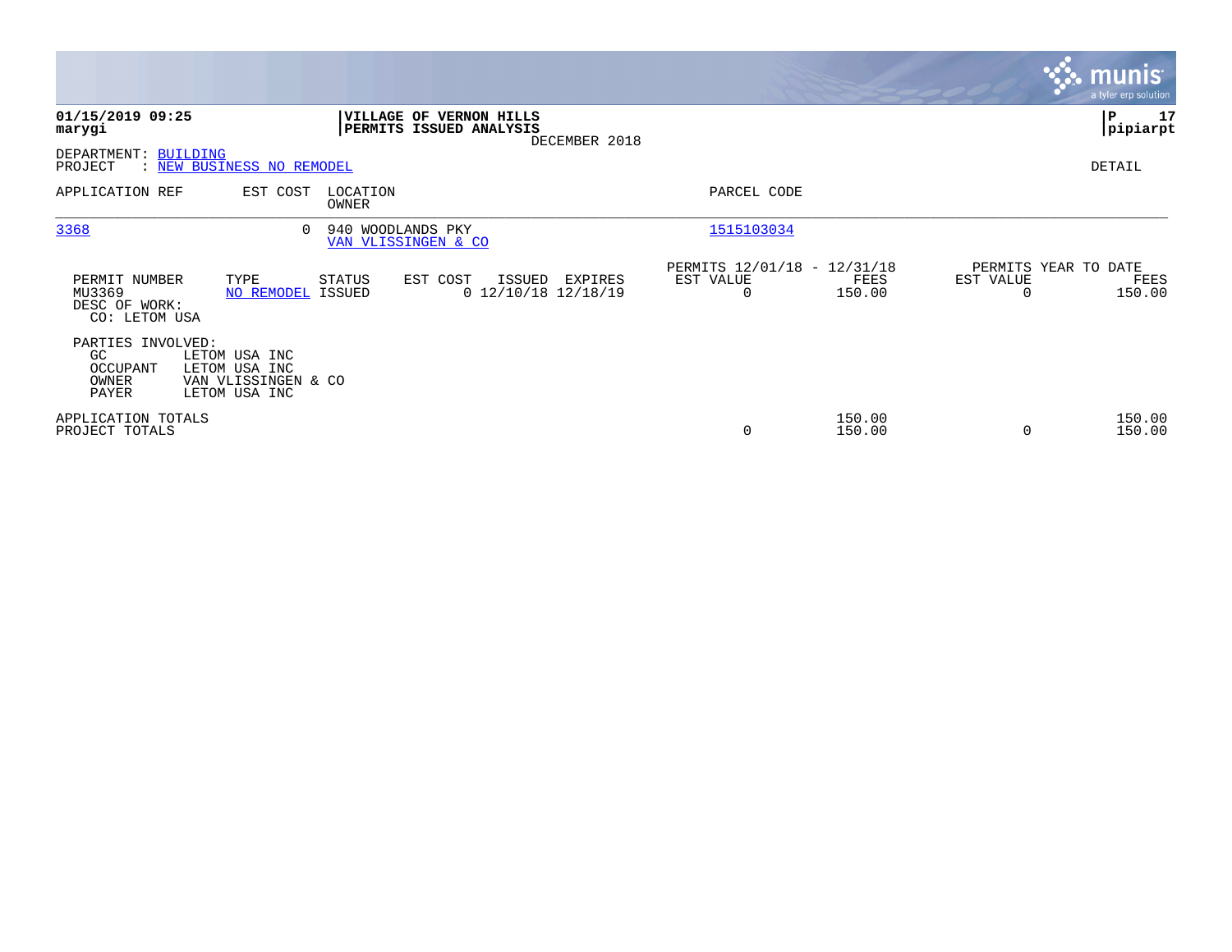**01/15/2019 09:25**
**marygi**

**VILLAGE OF VERNON HILLS**
**PERMITS ISSUED ANALYSIS**
DECEMBER 2018

**pipiarpt**

DEPARTMENT: BUILDING
PROJECT : NEW BUSINESS NO REMODEL

DETAIL

| APPLICATION REF | EST COST | LOCATION / OWNER | PARCEL CODE |
|---|---|---|---|
| 3368 | 0 | 940 WOODLANDS PKY / VAN VLISSINGEN & CO | 1515103034 |

| PERMIT NUMBER | TYPE | STATUS | EST COST | ISSUED | EXPIRES | PERMITS 12/01/18 - 12/31/18 EST VALUE | FEES | PERMITS YEAR TO DATE EST VALUE | FEES |
|---|---|---|---|---|---|---|---|---|---|
| MU3369 | NO REMODEL | ISSUED | 0 | 12/10/18 | 12/18/19 | 0 | 150.00 | 0 | 150.00 |

DESC OF WORK:
CO: LETOM USA

PARTIES INVOLVED:

| Role | Party |
|---|---|
| GC | LETOM USA INC |
| OCCUPANT | LETOM USA INC |
| OWNER | VAN VLISSINGEN & CO |
| PAYER | LETOM USA INC |

| | PERMITS EST VALUE | FEES | YTD EST VALUE | YTD FEES |
|---|---|---|---|---|
| APPLICATION TOTALS | | 150.00 | | 150.00 |
| PROJECT TOTALS | 0 | 150.00 | 0 | 150.00 |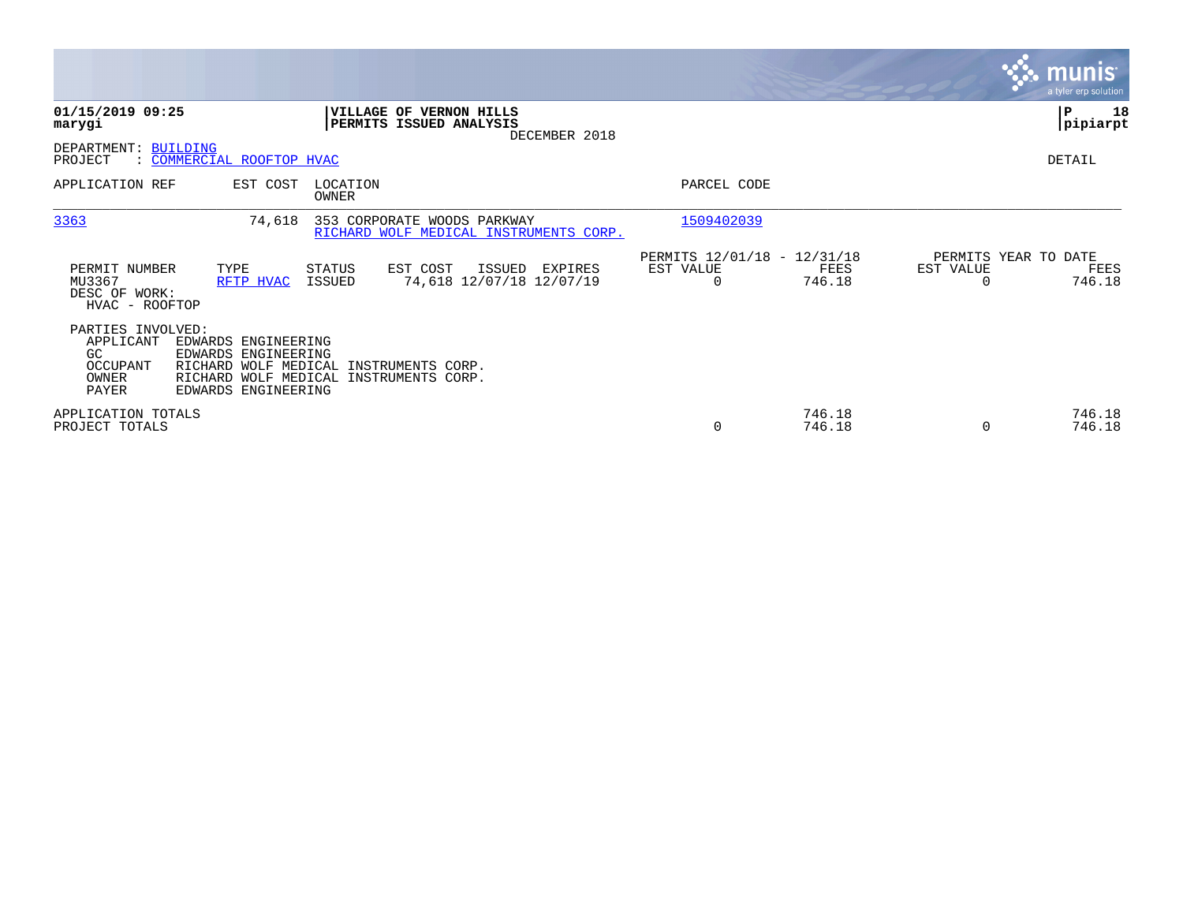**01/15/2019 09:25**
**marygi**

**VILLAGE OF VERNON HILLS**
**PERMITS ISSUED ANALYSIS**
DECEMBER 2018

**P 18**
**pipiarpt**

DEPARTMENT: BUILDING
PROJECT : COMMERCIAL ROOFTOP HVAC

DETAIL

| APPLICATION REF | EST COST | LOCATION / OWNER | PARCEL CODE |
|---|---|---|---|
| 3363 | 74,618 | 353 CORPORATE WOODS PARKWAY / RICHARD WOLF MEDICAL INSTRUMENTS CORP. | 1509402039 |

| PERMIT NUMBER | TYPE | STATUS | EST COST | ISSUED | EXPIRES | PERMITS 12/01/18 - 12/31/18 EST VALUE | FEES | PERMITS YEAR TO DATE EST VALUE | FEES |
|---|---|---|---|---|---|---|---|---|---|
| MU3367 | RFTP HVAC | ISSUED | 74,618 | 12/07/18 | 12/07/19 | 0 | 746.18 | 0 | 746.18 |

DESC OF WORK:
HVAC - ROOFTOP

PARTIES INVOLVED:

| | |
|---|---|
| APPLICANT | EDWARDS ENGINEERING |
| GC | EDWARDS ENGINEERING |
| OCCUPANT | RICHARD WOLF MEDICAL INSTRUMENTS CORP. |
| OWNER | RICHARD WOLF MEDICAL INSTRUMENTS CORP. |
| PAYER | EDWARDS ENGINEERING |

| | EST VALUE | FEES | YTD EST VALUE | YTD FEES |
|---|---|---|---|---|
| APPLICATION TOTALS | | 746.18 | | 746.18 |
| PROJECT TOTALS | 0 | 746.18 | 0 | 746.18 |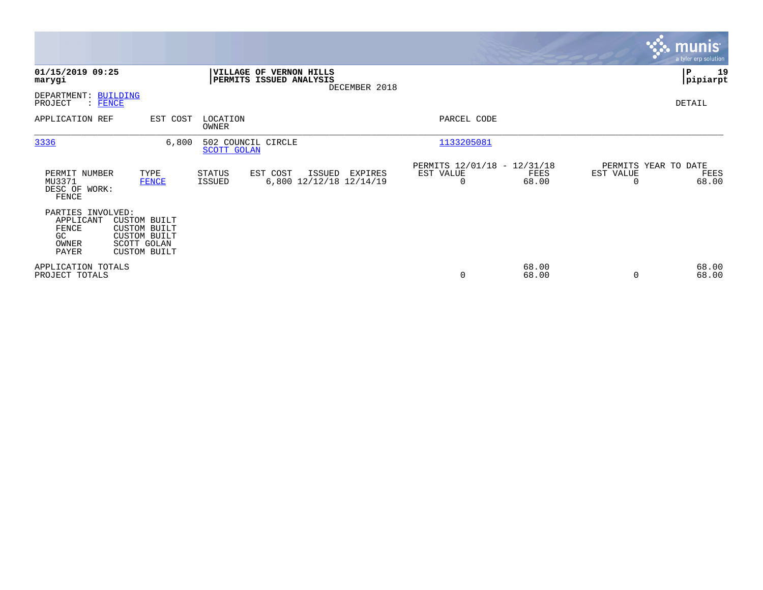**01/15/2019 09:25**
**marygi**

**VILLAGE OF VERNON HILLS**
**PERMITS ISSUED ANALYSIS**
DECEMBER 2018

**P 19**
**pipiarpt**

DEPARTMENT: BUILDING
PROJECT : FENCE

DETAIL

| APPLICATION REF | EST COST | LOCATION / OWNER | PARCEL CODE |
|---|---|---|---|
| 3336 | 6,800 | 502 COUNCIL CIRCLE / SCOTT GOLAN | 1133205081 |

| PERMIT NUMBER | TYPE | STATUS | EST COST | ISSUED | EXPIRES | PERMITS 12/01/18 - 12/31/18 EST VALUE | FEES | PERMITS YEAR TO DATE EST VALUE | FEES |
|---|---|---|---|---|---|---|---|---|---|
| MU3371 | FENCE | ISSUED | 6,800 | 12/12/18 | 12/14/19 | 0 | 68.00 | 0 | 68.00 |

DESC OF WORK:
FENCE

PARTIES INVOLVED:

| | |
|---|---|
| APPLICANT | CUSTOM BUILT |
| FENCE | CUSTOM BUILT |
| GC | CUSTOM BUILT |
| OWNER | SCOTT GOLAN |
| PAYER | CUSTOM BUILT |

| | EST VALUE | FEES | EST VALUE | FEES |
|---|---|---|---|---|
| APPLICATION TOTALS | | 68.00 | | 68.00 |
| PROJECT TOTALS | 0 | 68.00 | 0 | 68.00 |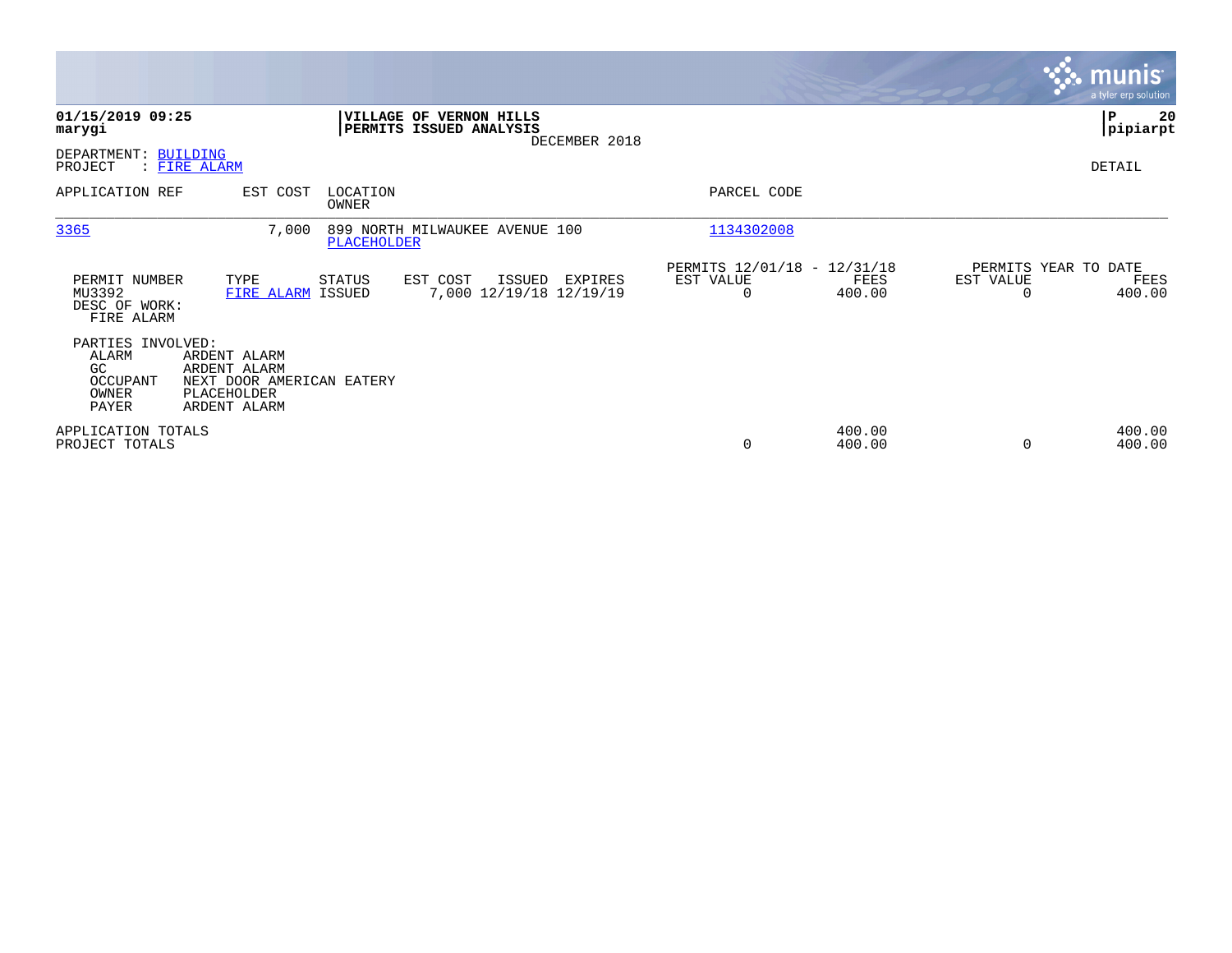**01/15/2019 09:25**
**marygi**

**VILLAGE OF VERNON HILLS**
**PERMITS ISSUED ANALYSIS**
DECEMBER 2018

**pipiarpt**

DEPARTMENT: BUILDING
PROJECT : FIRE ALARM

DETAIL

| APPLICATION REF | EST COST | LOCATION / OWNER | PARCEL CODE |
|---|---|---|---|
| 3365 | 7,000 | 899 NORTH MILWAUKEE AVENUE 100 / PLACEHOLDER | 1134302008 |

| PERMIT NUMBER | TYPE | STATUS | EST COST | ISSUED | EXPIRES | PERMITS 12/01/18 - 12/31/18 EST VALUE | FEES | PERMITS YEAR TO DATE EST VALUE | FEES |
|---|---|---|---|---|---|---|---|---|---|
| MU3392 | FIRE ALARM | ISSUED | 7,000 | 12/19/18 | 12/19/19 | 0 | 400.00 | 0 | 400.00 |

DESC OF WORK:
FIRE ALARM

PARTIES INVOLVED:

| | |
|---|---|
| ALARM | ARDENT ALARM |
| GC | ARDENT ALARM |
| OCCUPANT | NEXT DOOR AMERICAN EATERY |
| OWNER | PLACEHOLDER |
| PAYER | ARDENT ALARM |

| | EST VALUE | FEES | YTD EST VALUE | YTD FEES |
|---|---|---|---|---|
| APPLICATION TOTALS | | 400.00 | | 400.00 |
| PROJECT TOTALS | 0 | 400.00 | 0 | 400.00 |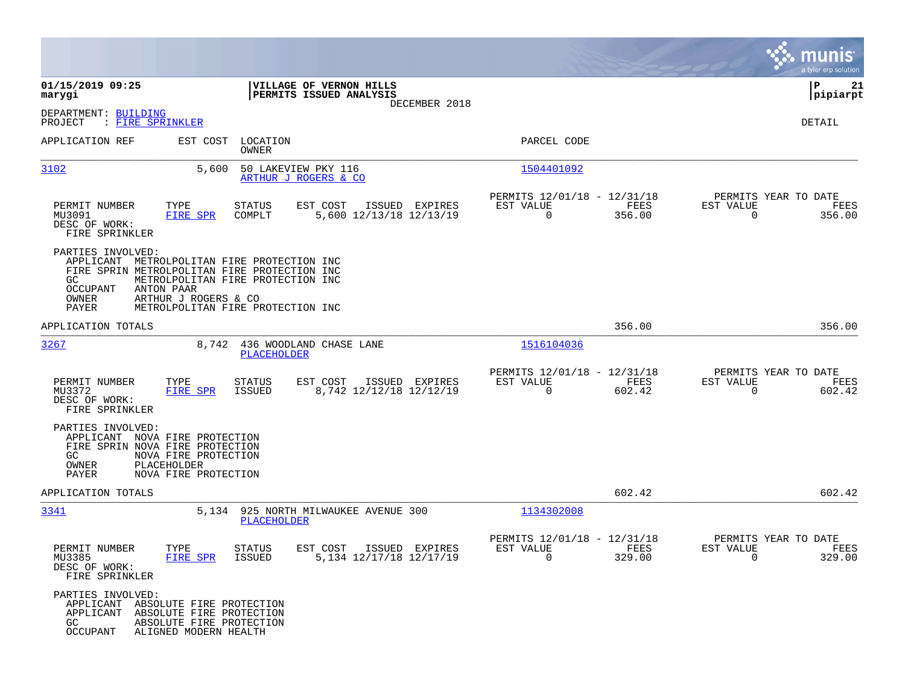**01/15/2019 09:25**
**marygi**

**VILLAGE OF VERNON HILLS**
**PERMITS ISSUED ANALYSIS**
DECEMBER 2018

**P 21**
**pipiarpt**

DEPARTMENT: BUILDING
PROJECT : FIRE SPRINKLER

DETAIL

| APPLICATION REF | EST COST | LOCATION / OWNER | PARCEL CODE |
|---|---|---|---|
| 3102 | 5,600 | 50 LAKEVIEW PKY 116 / ARTHUR J ROGERS & CO | 1504401092 |

| PERMIT NUMBER | TYPE | STATUS | EST COST | ISSUED | EXPIRES | PERMITS 12/01/18 - 12/31/18 EST VALUE | FEES | PERMITS YEAR TO DATE EST VALUE | FEES |
|---|---|---|---|---|---|---|---|---|---|
| MU3091 | FIRE SPR | COMPLT | 5,600 | 12/13/18 | 12/13/19 | 0 | 356.00 | 0 | 356.00 |

DESC OF WORK:
FIRE SPRINKLER

PARTIES INVOLVED:
- APPLICANT METROLPOLITAN FIRE PROTECTION INC
- FIRE SPRIN METROLPOLITAN FIRE PROTECTION INC
- GC METROLPOLITAN FIRE PROTECTION INC
- OCCUPANT ANTON PAAR
- OWNER ARTHUR J ROGERS & CO
- PAYER METROLPOLITAN FIRE PROTECTION INC

APPLICATION TOTALS: 356.00 | 356.00

| APPLICATION REF | EST COST | LOCATION / OWNER | PARCEL CODE |
|---|---|---|---|
| 3267 | 8,742 | 436 WOODLAND CHASE LANE / PLACEHOLDER | 1516104036 |

| PERMIT NUMBER | TYPE | STATUS | EST COST | ISSUED | EXPIRES | PERMITS 12/01/18 - 12/31/18 EST VALUE | FEES | PERMITS YEAR TO DATE EST VALUE | FEES |
|---|---|---|---|---|---|---|---|---|---|
| MU3372 | FIRE SPR | ISSUED | 8,742 | 12/12/18 | 12/12/19 | 0 | 602.42 | 0 | 602.42 |

DESC OF WORK:
FIRE SPRINKLER

PARTIES INVOLVED:
- APPLICANT NOVA FIRE PROTECTION
- FIRE SPRIN NOVA FIRE PROTECTION
- GC NOVA FIRE PROTECTION
- OWNER PLACEHOLDER
- PAYER NOVA FIRE PROTECTION

APPLICATION TOTALS: 602.42 | 602.42

| APPLICATION REF | EST COST | LOCATION / OWNER | PARCEL CODE |
|---|---|---|---|
| 3341 | 5,134 | 925 NORTH MILWAUKEE AVENUE 300 / PLACEHOLDER | 1134302008 |

| PERMIT NUMBER | TYPE | STATUS | EST COST | ISSUED | EXPIRES | PERMITS 12/01/18 - 12/31/18 EST VALUE | FEES | PERMITS YEAR TO DATE EST VALUE | FEES |
|---|---|---|---|---|---|---|---|---|---|
| MU3385 | FIRE SPR | ISSUED | 5,134 | 12/17/18 | 12/17/19 | 0 | 329.00 | 0 | 329.00 |

DESC OF WORK:
FIRE SPRINKLER

PARTIES INVOLVED:
- APPLICANT ABSOLUTE FIRE PROTECTION
- APPLICANT ABSOLUTE FIRE PROTECTION
- GC ABSOLUTE FIRE PROTECTION
- OCCUPANT ALIGNED MODERN HEALTH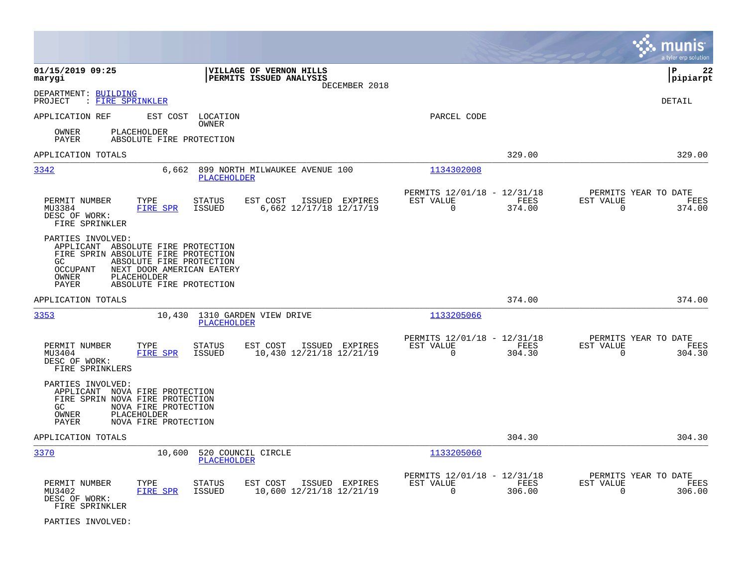01/15/2019 09:25
marygi

**VILLAGE OF VERNON HILLS**
**PERMITS ISSUED ANALYSIS**
DECEMBER 2018

P 22
pipiarpt

DEPARTMENT: BUILDING
PROJECT : FIRE SPRINKLER

DETAIL

APPLICATION REF | EST COST | LOCATION / OWNER | PARCEL CODE

OWNER PLACEHOLDER
PAYER ABSOLUTE FIRE PROTECTION

APPLICATION TOTALS 329.00 329.00

---

**3342** 6,662 899 NORTH MILWAUKEE AVENUE 100
PLACEHOLDER
PARCEL CODE: 1134302008

| PERMIT NUMBER | TYPE | STATUS | EST COST | ISSUED | EXPIRES | PERMITS 12/01/18 - 12/31/18 EST VALUE | FEES | PERMITS YEAR TO DATE EST VALUE | FEES |
|---|---|---|---|---|---|---|---|---|---|
| MU3384 | FIRE SPR | ISSUED | 6,662 | 12/17/18 | 12/17/19 | 0 | 374.00 | 0 | 374.00 |

DESC OF WORK:
FIRE SPRINKLER

PARTIES INVOLVED:
APPLICANT ABSOLUTE FIRE PROTECTION
FIRE SPRIN ABSOLUTE FIRE PROTECTION
GC ABSOLUTE FIRE PROTECTION
OCCUPANT NEXT DOOR AMERICAN EATERY
OWNER PLACEHOLDER
PAYER ABSOLUTE FIRE PROTECTION

APPLICATION TOTALS 374.00 374.00

---

**3353** 10,430 1310 GARDEN VIEW DRIVE
PLACEHOLDER
PARCEL CODE: 1133205066

| PERMIT NUMBER | TYPE | STATUS | EST COST | ISSUED | EXPIRES | PERMITS 12/01/18 - 12/31/18 EST VALUE | FEES | PERMITS YEAR TO DATE EST VALUE | FEES |
|---|---|---|---|---|---|---|---|---|---|
| MU3404 | FIRE SPR | ISSUED | 10,430 | 12/21/18 | 12/21/19 | 0 | 304.30 | 0 | 304.30 |

DESC OF WORK:
FIRE SPRINKLERS

PARTIES INVOLVED:
APPLICANT NOVA FIRE PROTECTION
FIRE SPRIN NOVA FIRE PROTECTION
GC NOVA FIRE PROTECTION
OWNER PLACEHOLDER
PAYER NOVA FIRE PROTECTION

APPLICATION TOTALS 304.30 304.30

---

**3370** 10,600 520 COUNCIL CIRCLE
PLACEHOLDER
PARCEL CODE: 1133205060

| PERMIT NUMBER | TYPE | STATUS | EST COST | ISSUED | EXPIRES | PERMITS 12/01/18 - 12/31/18 EST VALUE | FEES | PERMITS YEAR TO DATE EST VALUE | FEES |
|---|---|---|---|---|---|---|---|---|---|
| MU3402 | FIRE SPR | ISSUED | 10,600 | 12/21/18 | 12/21/19 | 0 | 306.00 | 0 | 306.00 |

DESC OF WORK:
FIRE SPRINKLER

PARTIES INVOLVED: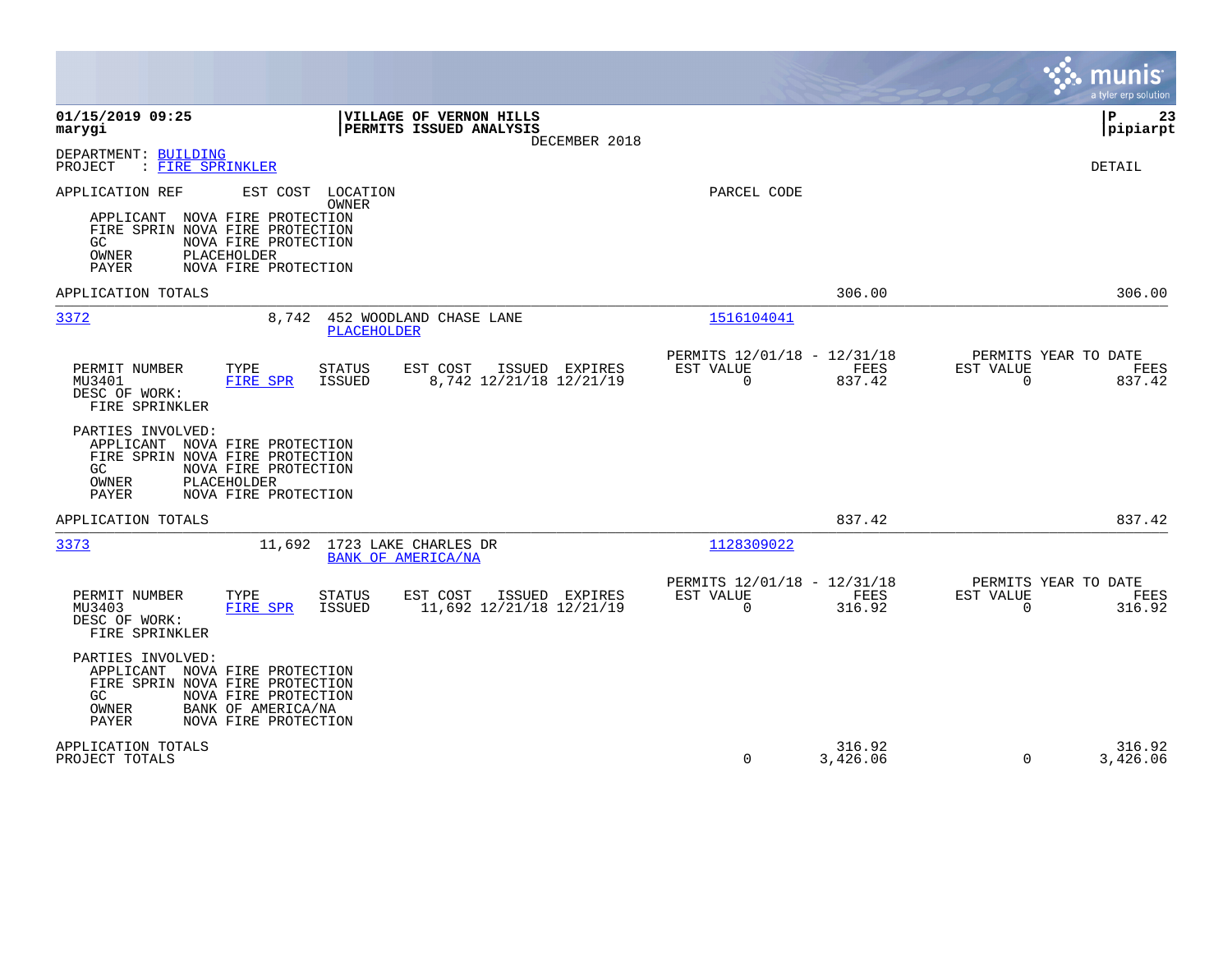01/15/2019 09:25
marygi

**VILLAGE OF VERNON HILLS**
**PERMITS ISSUED ANALYSIS**
DECEMBER 2018

P 23
pipiarpt

DEPARTMENT: BUILDING
PROJECT : FIRE SPRINKLER

DETAIL

APPLICATION REF    EST COST    LOCATION
                               OWNER
PARCEL CODE

APPLICANT  NOVA FIRE PROTECTION
FIRE SPRIN NOVA FIRE PROTECTION
GC         NOVA FIRE PROTECTION
OWNER      PLACEHOLDER
PAYER      NOVA FIRE PROTECTION

APPLICATION TOTALS — 306.00 — 306.00

---

**3372** — 8,742 — 452 WOODLAND CHASE LANE — PLACEHOLDER — Parcel: 1516104041

| PERMIT NUMBER | TYPE | STATUS | EST COST | ISSUED | EXPIRES | PERMITS 12/01/18 - 12/31/18 EST VALUE | FEES | PERMITS YEAR TO DATE EST VALUE | FEES |
|---|---|---|---|---|---|---|---|---|---|
| MU3401 | FIRE SPR | ISSUED | 8,742 | 12/21/18 | 12/21/19 | 0 | 837.42 | 0 | 837.42 |

DESC OF WORK:
FIRE SPRINKLER

PARTIES INVOLVED:
APPLICANT  NOVA FIRE PROTECTION
FIRE SPRIN NOVA FIRE PROTECTION
GC         NOVA FIRE PROTECTION
OWNER      PLACEHOLDER
PAYER      NOVA FIRE PROTECTION

APPLICATION TOTALS — 837.42 — 837.42

---

**3373** — 11,692 — 1723 LAKE CHARLES DR — BANK OF AMERICA/NA — Parcel: 1128309022

| PERMIT NUMBER | TYPE | STATUS | EST COST | ISSUED | EXPIRES | PERMITS 12/01/18 - 12/31/18 EST VALUE | FEES | PERMITS YEAR TO DATE EST VALUE | FEES |
|---|---|---|---|---|---|---|---|---|---|
| MU3403 | FIRE SPR | ISSUED | 11,692 | 12/21/18 | 12/21/19 | 0 | 316.92 | 0 | 316.92 |

DESC OF WORK:
FIRE SPRINKLER

PARTIES INVOLVED:
APPLICANT  NOVA FIRE PROTECTION
FIRE SPRIN NOVA FIRE PROTECTION
GC         NOVA FIRE PROTECTION
OWNER      BANK OF AMERICA/NA
PAYER      NOVA FIRE PROTECTION

| | EST VALUE | FEES | EST VALUE | FEES |
|---|---|---|---|---|
| APPLICATION TOTALS | | 316.92 | | 316.92 |
| PROJECT TOTALS | 0 | 3,426.06 | 0 | 3,426.06 |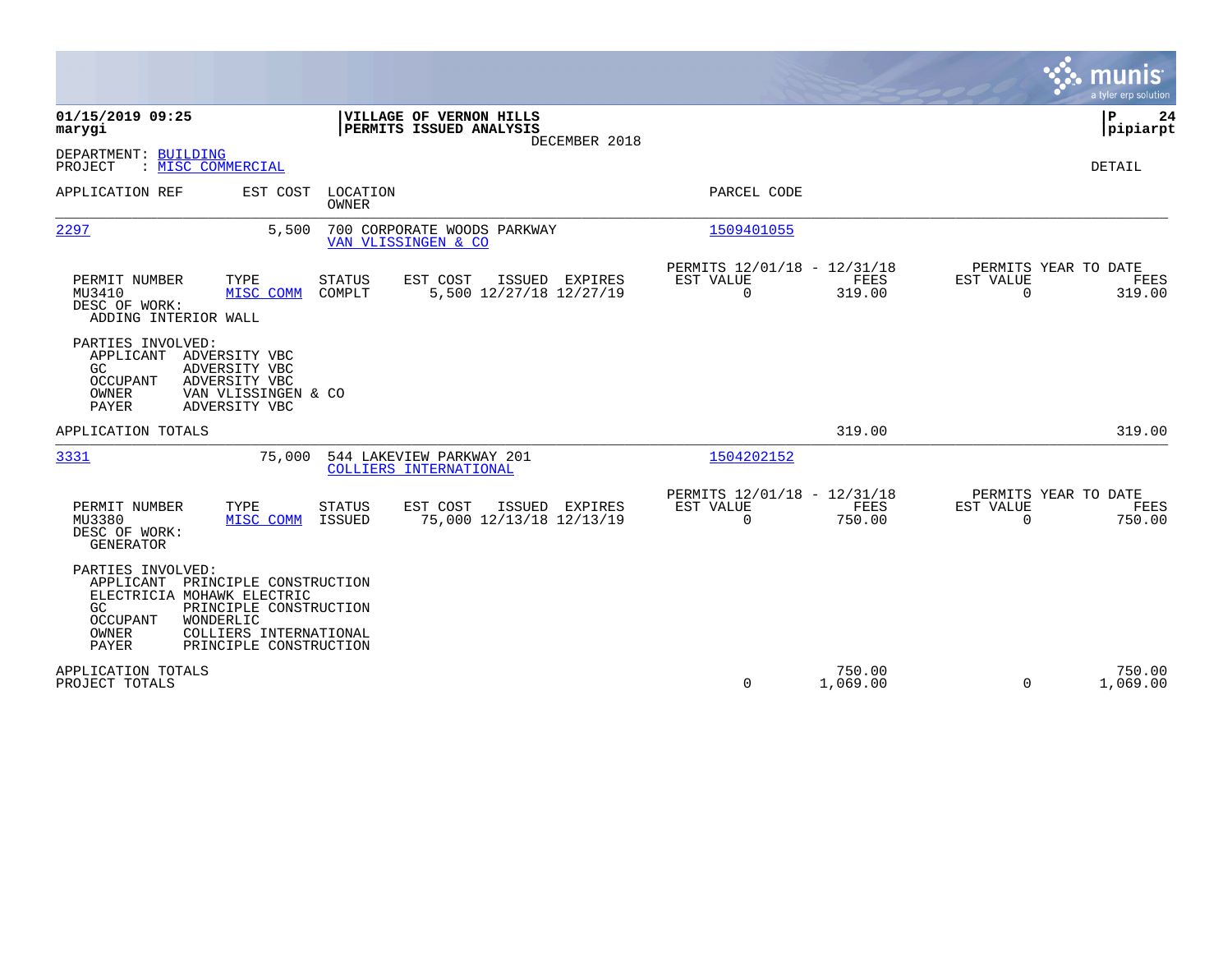**01/15/2019 09:25**
**marygi**

**VILLAGE OF VERNON HILLS**
**PERMITS ISSUED ANALYSIS**
DECEMBER 2018

**P 24**
**pipiarpt**

DEPARTMENT: BUILDING
PROJECT : MISC COMMERCIAL

DETAIL

| APPLICATION REF | EST COST | LOCATION / OWNER | PARCEL CODE |
|---|---|---|---|
| 2297 | 5,500 | 700 CORPORATE WOODS PARKWAY / VAN VLISSINGEN & CO | 1509401055 |

| PERMIT NUMBER | TYPE | STATUS | EST COST | ISSUED | EXPIRES | PERMITS 12/01/18 - 12/31/18 EST VALUE | FEES | PERMITS YEAR TO DATE EST VALUE | FEES |
|---|---|---|---|---|---|---|---|---|---|
| MU3410 | MISC COMM | COMPLT | 5,500 | 12/27/18 | 12/27/19 | 0 | 319.00 | 0 | 319.00 |

DESC OF WORK:
ADDING INTERIOR WALL

PARTIES INVOLVED:
- APPLICANT ADVERSITY VBC
- GC ADVERSITY VBC
- OCCUPANT ADVERSITY VBC
- OWNER VAN VLISSINGEN & CO
- PAYER ADVERSITY VBC

APPLICATION TOTALS — 319.00 — 319.00

| APPLICATION REF | EST COST | LOCATION / OWNER | PARCEL CODE |
|---|---|---|---|
| 3331 | 75,000 | 544 LAKEVIEW PARKWAY 201 / COLLIERS INTERNATIONAL | 1504202152 |

| PERMIT NUMBER | TYPE | STATUS | EST COST | ISSUED | EXPIRES | PERMITS 12/01/18 - 12/31/18 EST VALUE | FEES | PERMITS YEAR TO DATE EST VALUE | FEES |
|---|---|---|---|---|---|---|---|---|---|
| MU3380 | MISC COMM | ISSUED | 75,000 | 12/13/18 | 12/13/19 | 0 | 750.00 | 0 | 750.00 |

DESC OF WORK:
GENERATOR

PARTIES INVOLVED:
- APPLICANT PRINCIPLE CONSTRUCTION
- ELECTRICIA MOHAWK ELECTRIC
- GC PRINCIPLE CONSTRUCTION
- OCCUPANT WONDERLIC
- OWNER COLLIERS INTERNATIONAL
- PAYER PRINCIPLE CONSTRUCTION

| | EST VALUE | FEES | YTD EST VALUE | YTD FEES |
|---|---|---|---|---|
| APPLICATION TOTALS | | 750.00 | | 750.00 |
| PROJECT TOTALS | 0 | 1,069.00 | 0 | 1,069.00 |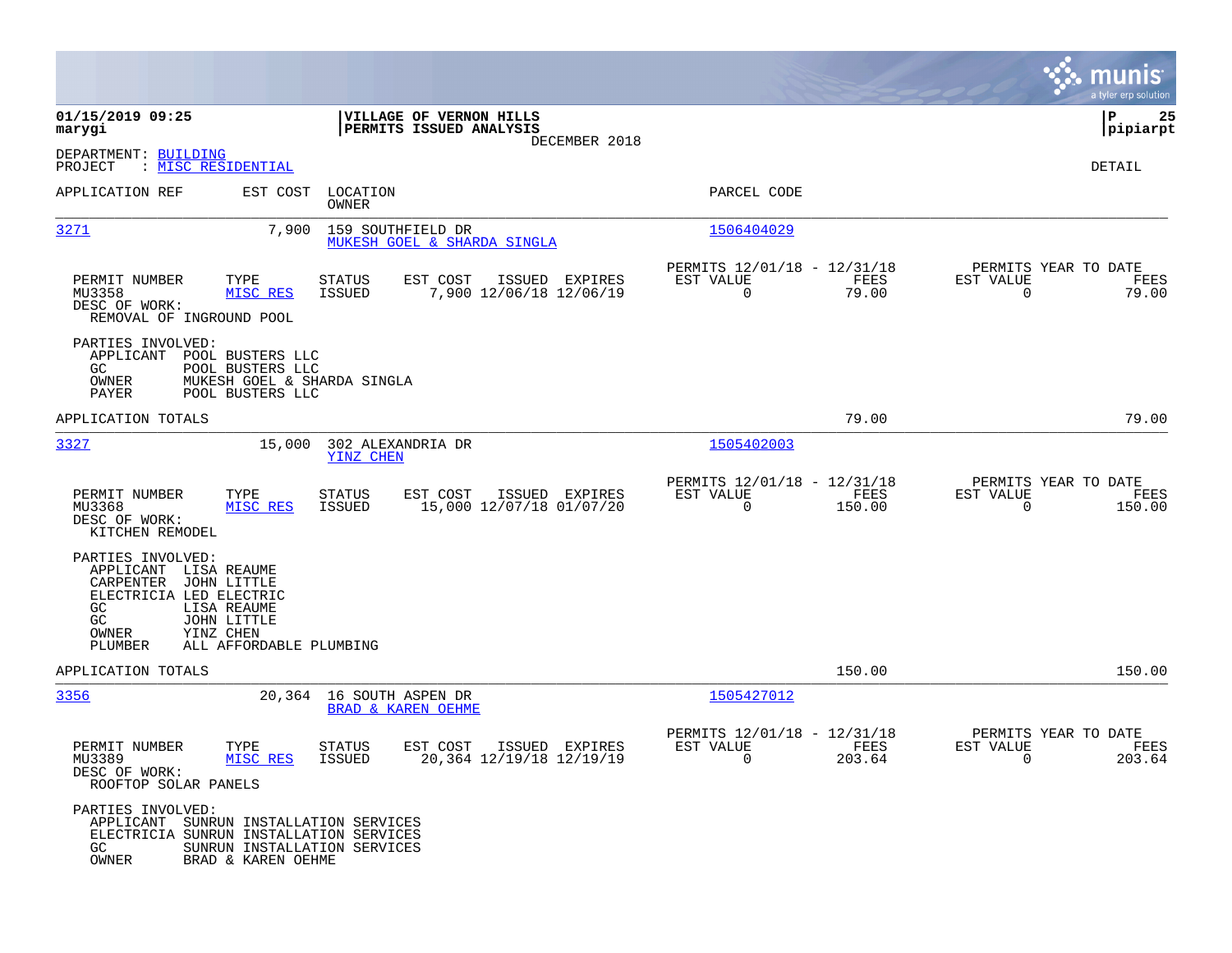**01/15/2019 09:25**
**marygi**

**VILLAGE OF VERNON HILLS**
**PERMITS ISSUED ANALYSIS**
DECEMBER 2018

**P 25**
**pipiarpt**

DEPARTMENT: BUILDING
PROJECT : MISC RESIDENTIAL

DETAIL

| APPLICATION REF | EST COST | LOCATION / OWNER | PARCEL CODE |
|---|---|---|---|
| 3271 | 7,900 | 159 SOUTHFIELD DR / MUKESH GOEL & SHARDA SINGLA | 1506404029 |

| PERMIT NUMBER | TYPE | STATUS | EST COST | ISSUED | EXPIRES | PERMITS 12/01/18 - 12/31/18 EST VALUE | FEES | PERMITS YEAR TO DATE EST VALUE | FEES |
|---|---|---|---|---|---|---|---|---|---|
| MU3358 | MISC RES | ISSUED | 7,900 | 12/06/18 | 12/06/19 | 0 | 79.00 | 0 | 79.00 |

DESC OF WORK:
REMOVAL OF INGROUND POOL

PARTIES INVOLVED:
- APPLICANT POOL BUSTERS LLC
- GC POOL BUSTERS LLC
- OWNER MUKESH GOEL & SHARDA SINGLA
- PAYER POOL BUSTERS LLC

APPLICATION TOTALS: 79.00 | 79.00

| APPLICATION REF | EST COST | LOCATION / OWNER | PARCEL CODE |
|---|---|---|---|
| 3327 | 15,000 | 302 ALEXANDRIA DR / YINZ CHEN | 1505402003 |

| PERMIT NUMBER | TYPE | STATUS | EST COST | ISSUED | EXPIRES | PERMITS 12/01/18 - 12/31/18 EST VALUE | FEES | PERMITS YEAR TO DATE EST VALUE | FEES |
|---|---|---|---|---|---|---|---|---|---|
| MU3368 | MISC RES | ISSUED | 15,000 | 12/07/18 | 01/07/20 | 0 | 150.00 | 0 | 150.00 |

DESC OF WORK:
KITCHEN REMODEL

PARTIES INVOLVED:
- APPLICANT LISA REAUME
- CARPENTER JOHN LITTLE
- ELECTRICIA LED ELECTRIC
- GC LISA REAUME
- GC JOHN LITTLE
- OWNER YINZ CHEN
- PLUMBER ALL AFFORDABLE PLUMBING

APPLICATION TOTALS: 150.00 | 150.00

| APPLICATION REF | EST COST | LOCATION / OWNER | PARCEL CODE |
|---|---|---|---|
| 3356 | 20,364 | 16 SOUTH ASPEN DR / BRAD & KAREN OEHME | 1505427012 |

| PERMIT NUMBER | TYPE | STATUS | EST COST | ISSUED | EXPIRES | PERMITS 12/01/18 - 12/31/18 EST VALUE | FEES | PERMITS YEAR TO DATE EST VALUE | FEES |
|---|---|---|---|---|---|---|---|---|---|
| MU3389 | MISC RES | ISSUED | 20,364 | 12/19/18 | 12/19/19 | 0 | 203.64 | 0 | 203.64 |

DESC OF WORK:
ROOFTOP SOLAR PANELS

PARTIES INVOLVED:
- APPLICANT SUNRUN INSTALLATION SERVICES
- ELECTRICIA SUNRUN INSTALLATION SERVICES
- GC SUNRUN INSTALLATION SERVICES
- OWNER BRAD & KAREN OEHME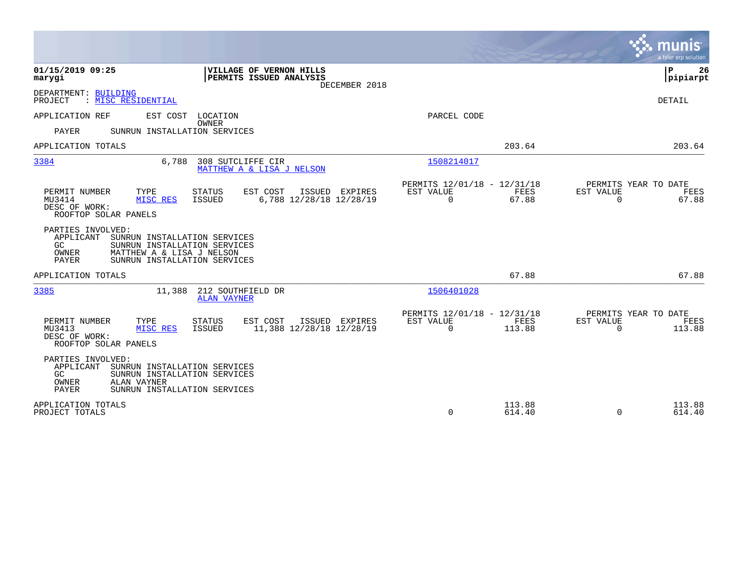01/15/2019 09:25
marygi

**VILLAGE OF VERNON HILLS**
**PERMITS ISSUED ANALYSIS**
DECEMBER 2018

P 26
pipiarpt

DEPARTMENT: BUILDING
PROJECT : MISC RESIDENTIAL

DETAIL

| APPLICATION REF | EST COST | LOCATION / OWNER | PARCEL CODE | | |
|---|---|---|---|---|---|
| PAYER | SUNRUN INSTALLATION SERVICES | | | | |
| APPLICATION TOTALS | | | | 203.64 | 203.64 |

**3384** — 6,788 — 308 SUTCLIFFE CIR — MATTHEW A & LISA J NELSON — Parcel: 1508214017

| PERMIT NUMBER | TYPE | STATUS | EST COST | ISSUED | EXPIRES | PERMITS 12/01/18 - 12/31/18 EST VALUE | FEES | PERMITS YEAR TO DATE EST VALUE | FEES |
|---|---|---|---|---|---|---|---|---|---|
| MU3414 | MISC RES | ISSUED | 6,788 | 12/28/18 | 12/28/19 | 0 | 67.88 | 0 | 67.88 |

DESC OF WORK:
ROOFTOP SOLAR PANELS

PARTIES INVOLVED:
- APPLICANT SUNRUN INSTALLATION SERVICES
- GC SUNRUN INSTALLATION SERVICES
- OWNER MATTHEW A & LISA J NELSON
- PAYER SUNRUN INSTALLATION SERVICES

APPLICATION TOTALS 67.88 67.88

**3385** — 11,388 — 212 SOUTHFIELD DR — ALAN VAYNER — Parcel: 1506401028

| PERMIT NUMBER | TYPE | STATUS | EST COST | ISSUED | EXPIRES | PERMITS 12/01/18 - 12/31/18 EST VALUE | FEES | PERMITS YEAR TO DATE EST VALUE | FEES |
|---|---|---|---|---|---|---|---|---|---|
| MU3413 | MISC RES | ISSUED | 11,388 | 12/28/18 | 12/28/19 | 0 | 113.88 | 0 | 113.88 |

DESC OF WORK:
ROOFTOP SOLAR PANELS

PARTIES INVOLVED:
- APPLICANT SUNRUN INSTALLATION SERVICES
- GC SUNRUN INSTALLATION SERVICES
- OWNER ALAN VAYNER
- PAYER SUNRUN INSTALLATION SERVICES

| | EST VALUE | FEES | EST VALUE | FEES |
|---|---|---|---|---|
| APPLICATION TOTALS | | 113.88 | | 113.88 |
| PROJECT TOTALS | 0 | 614.40 | 0 | 614.40 |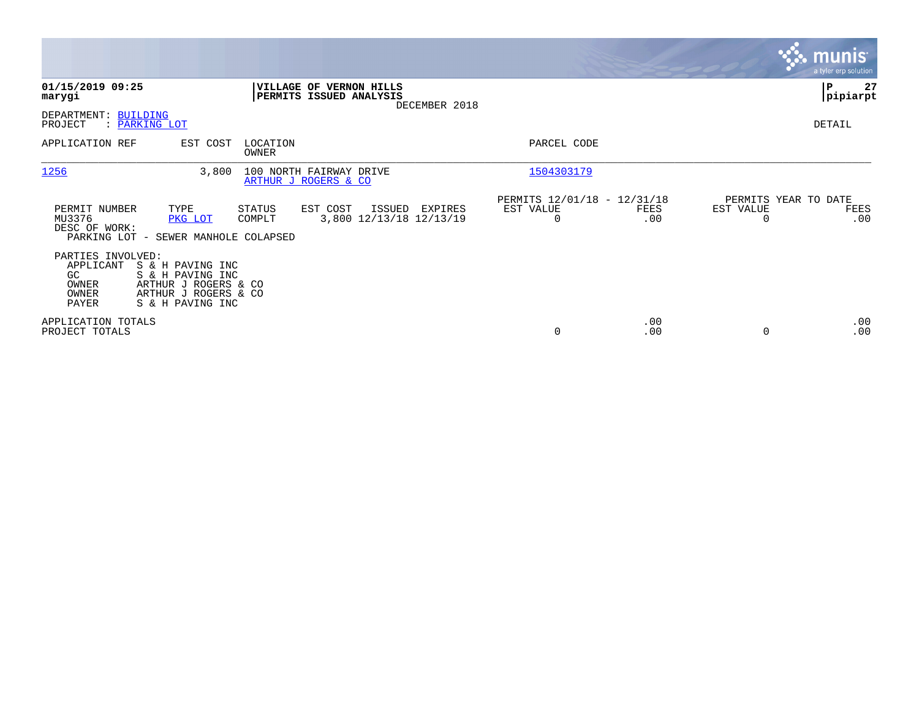**01/15/2019 09:25**
**marygi**

**VILLAGE OF VERNON HILLS**
**PERMITS ISSUED ANALYSIS**
DECEMBER 2018

**P 27**
**pipiarpt**

DEPARTMENT: BUILDING
PROJECT : PARKING LOT

DETAIL

| APPLICATION REF | EST COST | LOCATION / OWNER | PARCEL CODE |
|---|---|---|---|
| 1256 | 3,800 | 100 NORTH FAIRWAY DRIVE / ARTHUR J ROGERS & CO | 1504303179 |

| PERMIT NUMBER | TYPE | STATUS | EST COST | ISSUED | EXPIRES | PERMITS 12/01/18 - 12/31/18 EST VALUE | FEES | PERMITS YEAR TO DATE EST VALUE | FEES |
|---|---|---|---|---|---|---|---|---|---|
| MU3376 | PKG LOT | COMPLT | 3,800 | 12/13/18 | 12/13/19 | 0 | .00 | 0 | .00 |

DESC OF WORK:
PARKING LOT - SEWER MANHOLE COLAPSED

PARTIES INVOLVED:

| Role | Name |
|---|---|
| APPLICANT | S & H PAVING INC |
| GC | S & H PAVING INC |
| OWNER | ARTHUR J ROGERS & CO |
| OWNER | ARTHUR J ROGERS & CO |
| PAYER | S & H PAVING INC |

| | EST VALUE | FEES | EST VALUE | FEES |
|---|---|---|---|---|
| APPLICATION TOTALS | | .00 | | .00 |
| PROJECT TOTALS | 0 | .00 | 0 | .00 |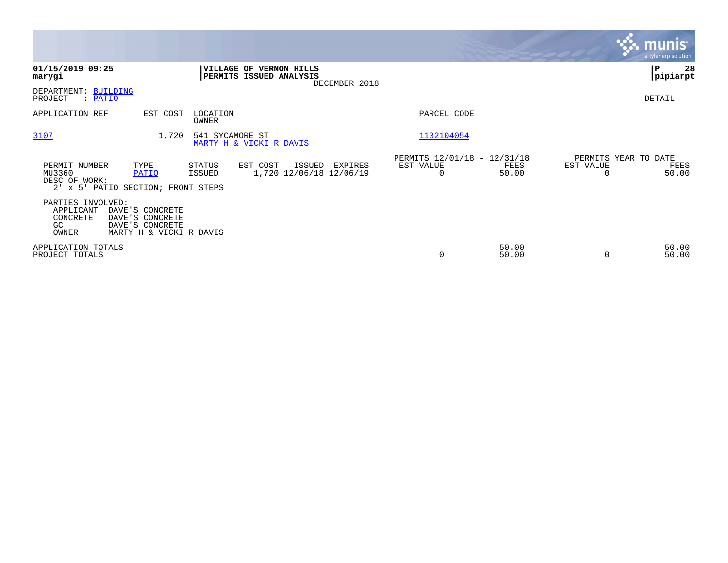**01/15/2019 09:25**
**marygi**

**VILLAGE OF VERNON HILLS**
**PERMITS ISSUED ANALYSIS**
DECEMBER 2018

**P 28**
**pipiarpt**

DEPARTMENT: BUILDING
PROJECT : PATIO

DETAIL

| APPLICATION REF | EST COST | LOCATION / OWNER | PARCEL CODE |
|---|---|---|---|
| 3107 | 1,720 | 541 SYCAMORE ST / MARTY H & VICKI R DAVIS | 1132104054 |

| PERMIT NUMBER | TYPE | STATUS | EST COST | ISSUED | EXPIRES | PERMITS 12/01/18 - 12/31/18 EST VALUE | FEES | PERMITS YEAR TO DATE EST VALUE | FEES |
|---|---|---|---|---|---|---|---|---|---|
| MU3360 | PATIO | ISSUED | 1,720 | 12/06/18 | 12/06/19 | 0 | 50.00 | 0 | 50.00 |

DESC OF WORK:
2' x 5' PATIO SECTION; FRONT STEPS

PARTIES INVOLVED:

| Role | Name |
|---|---|
| APPLICANT | DAVE'S CONCRETE |
| CONCRETE | DAVE'S CONCRETE |
| GC | DAVE'S CONCRETE |
| OWNER | MARTY H & VICKI R DAVIS |

| | EST VALUE | FEES | YTD EST VALUE | YTD FEES |
|---|---|---|---|---|
| APPLICATION TOTALS | | 50.00 | | 50.00 |
| PROJECT TOTALS | 0 | 50.00 | 0 | 50.00 |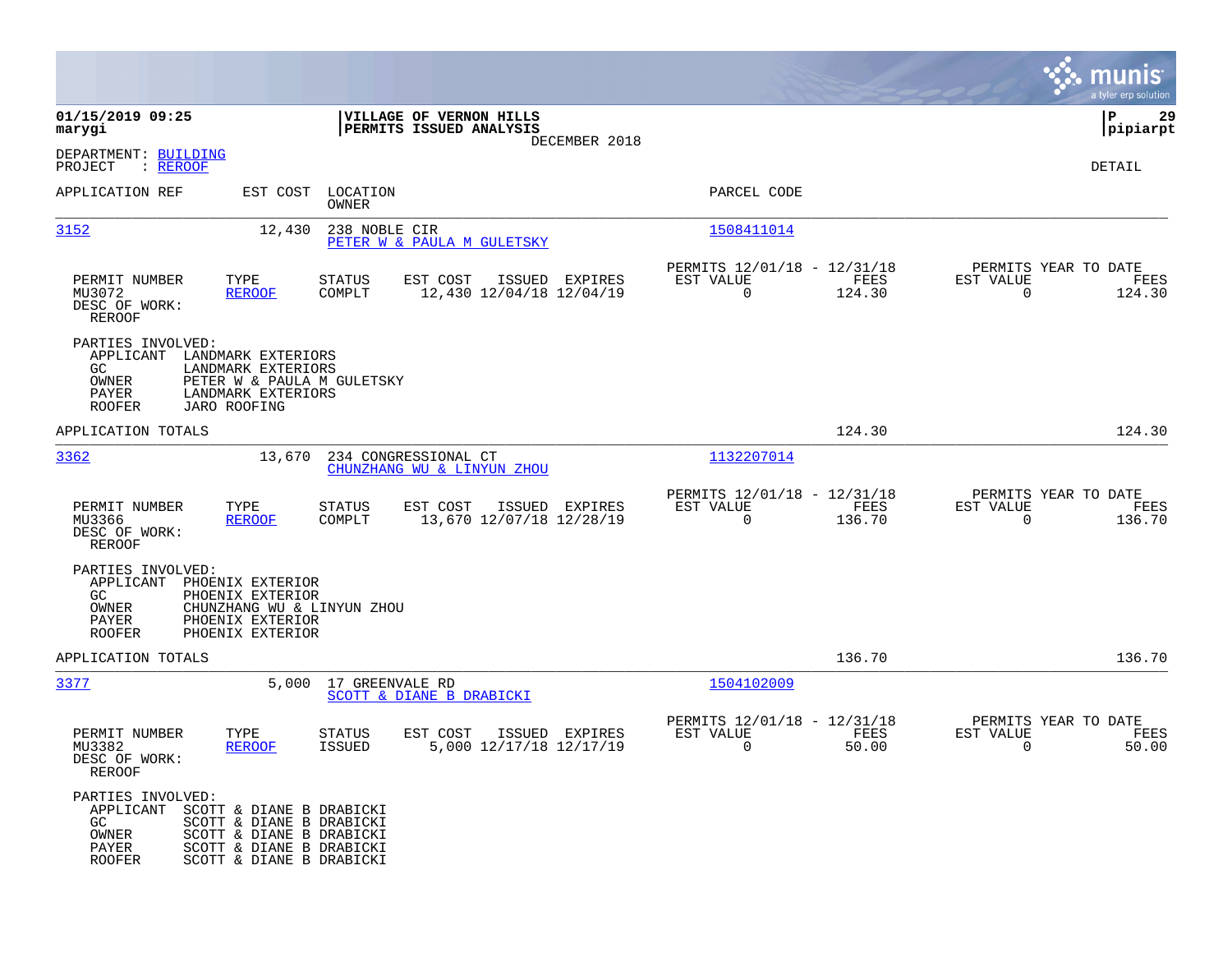**01/15/2019 09:25**
**marygi**

**VILLAGE OF VERNON HILLS**
**PERMITS ISSUED ANALYSIS**
DECEMBER 2018

**P 29**
**pipiarpt**

DEPARTMENT: BUILDING
PROJECT : REROOF

DETAIL

| APPLICATION REF | EST COST | LOCATION / OWNER | PARCEL CODE |
|---|---|---|---|
| 3152 | 12,430 | 238 NOBLE CIR / PETER W & PAULA M GULETSKY | 1508411014 |

| PERMIT NUMBER | TYPE | STATUS | EST COST | ISSUED | EXPIRES | PERMITS 12/01/18 - 12/31/18 EST VALUE | FEES | PERMITS YEAR TO DATE EST VALUE | FEES |
|---|---|---|---|---|---|---|---|---|---|
| MU3072 | REROOF | COMPLT | 12,430 | 12/04/18 | 12/04/19 | 0 | 124.30 | 0 | 124.30 |

DESC OF WORK:
REROOF

PARTIES INVOLVED:
- APPLICANT LANDMARK EXTERIORS
- GC LANDMARK EXTERIORS
- OWNER PETER W & PAULA M GULETSKY
- PAYER LANDMARK EXTERIORS
- ROOFER JARO ROOFING

APPLICATION TOTALS 124.30 124.30

| APPLICATION REF | EST COST | LOCATION / OWNER | PARCEL CODE |
|---|---|---|---|
| 3362 | 13,670 | 234 CONGRESSIONAL CT / CHUNZHANG WU & LINYUN ZHOU | 1132207014 |

| PERMIT NUMBER | TYPE | STATUS | EST COST | ISSUED | EXPIRES | PERMITS 12/01/18 - 12/31/18 EST VALUE | FEES | PERMITS YEAR TO DATE EST VALUE | FEES |
|---|---|---|---|---|---|---|---|---|---|
| MU3366 | REROOF | COMPLT | 13,670 | 12/07/18 | 12/28/19 | 0 | 136.70 | 0 | 136.70 |

DESC OF WORK:
REROOF

PARTIES INVOLVED:
- APPLICANT PHOENIX EXTERIOR
- GC PHOENIX EXTERIOR
- OWNER CHUNZHANG WU & LINYUN ZHOU
- PAYER PHOENIX EXTERIOR
- ROOFER PHOENIX EXTERIOR

APPLICATION TOTALS 136.70 136.70

| APPLICATION REF | EST COST | LOCATION / OWNER | PARCEL CODE |
|---|---|---|---|
| 3377 | 5,000 | 17 GREENVALE RD / SCOTT & DIANE B DRABICKI | 1504102009 |

| PERMIT NUMBER | TYPE | STATUS | EST COST | ISSUED | EXPIRES | PERMITS 12/01/18 - 12/31/18 EST VALUE | FEES | PERMITS YEAR TO DATE EST VALUE | FEES |
|---|---|---|---|---|---|---|---|---|---|
| MU3382 | REROOF | ISSUED | 5,000 | 12/17/18 | 12/17/19 | 0 | 50.00 | 0 | 50.00 |

DESC OF WORK:
REROOF

PARTIES INVOLVED:
- APPLICANT SCOTT & DIANE B DRABICKI
- GC SCOTT & DIANE B DRABICKI
- OWNER SCOTT & DIANE B DRABICKI
- PAYER SCOTT & DIANE B DRABICKI
- ROOFER SCOTT & DIANE B DRABICKI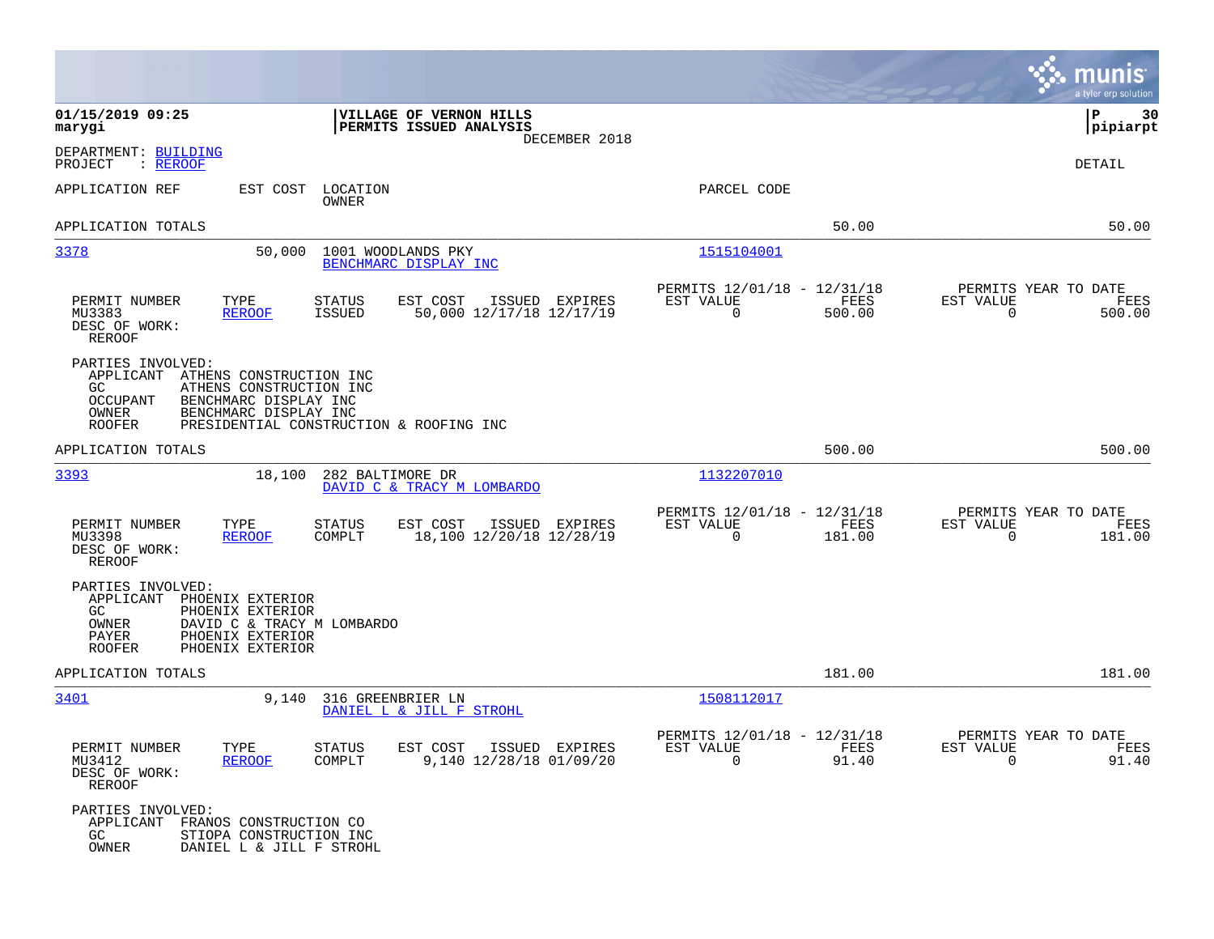**01/15/2019 09:25**
**marygi**

**VILLAGE OF VERNON HILLS**
**PERMITS ISSUED ANALYSIS**
DECEMBER 2018

**P 30**
**pipiarpt**

DEPARTMENT: BUILDING
PROJECT : REROOF

DETAIL

| APPLICATION REF | EST COST | LOCATION / OWNER | PARCEL CODE | | |
|---|---|---|---|---|---|
| APPLICATION TOTALS | | | | 50.00 | 50.00 |
| 3378 | 50,000 | 1001 WOODLANDS PKY / BENCHMARC DISPLAY INC | 1515104001 | | |

| PERMIT NUMBER | TYPE | STATUS | EST COST | ISSUED | EXPIRES | PERMITS 12/01/18 - 12/31/18 EST VALUE | FEES | PERMITS YEAR TO DATE EST VALUE | FEES |
|---|---|---|---|---|---|---|---|---|---|
| MU3383 | REROOF | ISSUED | 50,000 | 12/17/18 | 12/17/19 | 0 | 500.00 | 0 | 500.00 |

DESC OF WORK:
REROOF

PARTIES INVOLVED:
- APPLICANT ATHENS CONSTRUCTION INC
- GC ATHENS CONSTRUCTION INC
- OCCUPANT BENCHMARC DISPLAY INC
- OWNER BENCHMARC DISPLAY INC
- ROOFER PRESIDENTIAL CONSTRUCTION & ROOFING INC

| APPLICATION TOTALS | | | | 500.00 | 500.00 |
|---|---|---|---|---|---|
| 3393 | 18,100 | 282 BALTIMORE DR / DAVID C & TRACY M LOMBARDO | 1132207010 | | |

| PERMIT NUMBER | TYPE | STATUS | EST COST | ISSUED | EXPIRES | PERMITS 12/01/18 - 12/31/18 EST VALUE | FEES | PERMITS YEAR TO DATE EST VALUE | FEES |
|---|---|---|---|---|---|---|---|---|---|
| MU3398 | REROOF | COMPLT | 18,100 | 12/20/18 | 12/28/19 | 0 | 181.00 | 0 | 181.00 |

DESC OF WORK:
REROOF

PARTIES INVOLVED:
- APPLICANT PHOENIX EXTERIOR
- GC PHOENIX EXTERIOR
- OWNER DAVID C & TRACY M LOMBARDO
- PAYER PHOENIX EXTERIOR
- ROOFER PHOENIX EXTERIOR

| APPLICATION TOTALS | | | | 181.00 | 181.00 |
|---|---|---|---|---|---|
| 3401 | 9,140 | 316 GREENBRIER LN / DANIEL L & JILL F STROHL | 1508112017 | | |

| PERMIT NUMBER | TYPE | STATUS | EST COST | ISSUED | EXPIRES | PERMITS 12/01/18 - 12/31/18 EST VALUE | FEES | PERMITS YEAR TO DATE EST VALUE | FEES |
|---|---|---|---|---|---|---|---|---|---|
| MU3412 | REROOF | COMPLT | 9,140 | 12/28/18 | 01/09/20 | 0 | 91.40 | 0 | 91.40 |

DESC OF WORK:
REROOF

PARTIES INVOLVED:
- APPLICANT FRANOS CONSTRUCTION CO
- GC STIOPA CONSTRUCTION INC
- OWNER DANIEL L & JILL F STROHL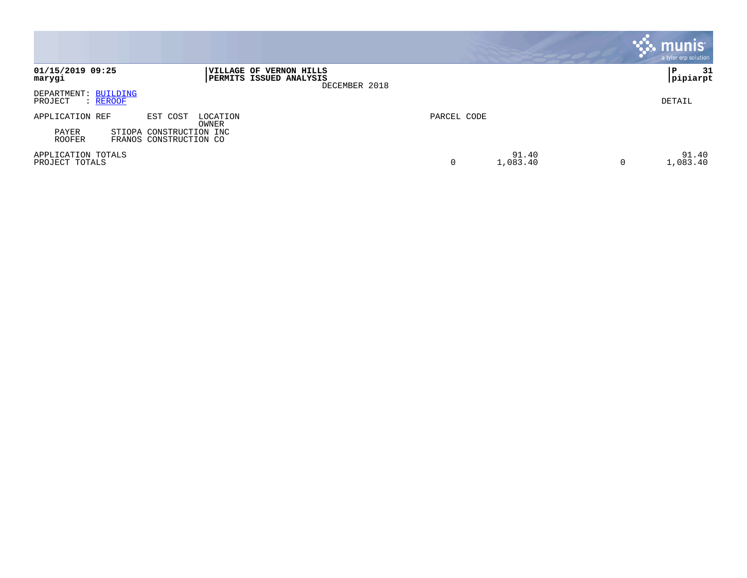**01/15/2019 09:25**
**marygi**

**VILLAGE OF VERNON HILLS**
**PERMITS ISSUED ANALYSIS**
DECEMBER 2018

**P 31**
**pipiarpt**

DEPARTMENT: BUILDING
PROJECT : REROOF

DETAIL

| APPLICATION REF | EST COST | LOCATION / OWNER | PARCEL CODE | | | |
|---|---|---|---|---|---|---|
| PAYER | STIOPA CONSTRUCTION INC | | | | | |
| ROOFER | FRANOS CONSTRUCTION CO | | | | | |
| APPLICATION TOTALS | | | | 91.40 | | 91.40 |
| PROJECT TOTALS | | | 0 | 1,083.40 | 0 | 1,083.40 |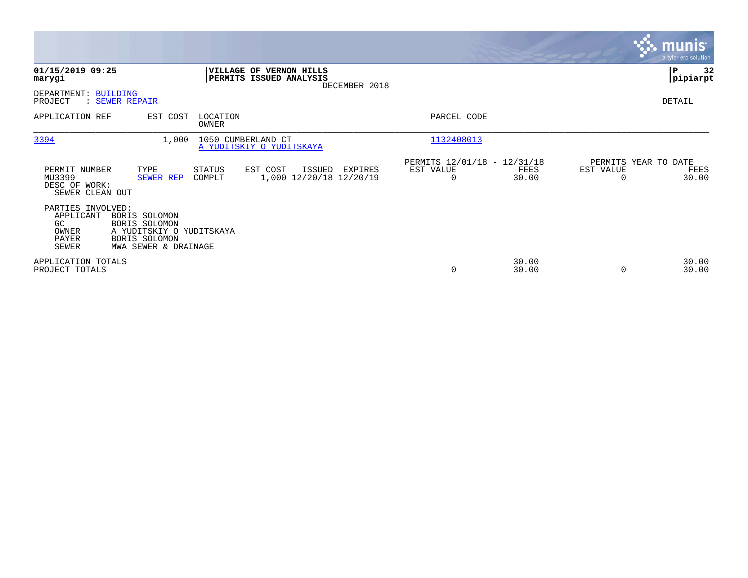**01/15/2019 09:25**
**marygi**

**VILLAGE OF VERNON HILLS**
**PERMITS ISSUED ANALYSIS**
DECEMBER 2018

**pipiarpt**

DEPARTMENT: BUILDING
PROJECT : SEWER REPAIR

DETAIL

| APPLICATION REF | EST COST | LOCATION / OWNER | PARCEL CODE |
|---|---|---|---|
| 3394 | 1,000 | 1050 CUMBERLAND CT / A YUDITSKIY O YUDITSKAYA | 1132408013 |

| PERMIT NUMBER | TYPE | STATUS | EST COST | ISSUED | EXPIRES | PERMITS 12/01/18 - 12/31/18 EST VALUE | FEES | PERMITS YEAR TO DATE EST VALUE | FEES |
|---|---|---|---|---|---|---|---|---|---|
| MU3399 | SEWER REP | COMPLT | 1,000 | 12/20/18 | 12/20/19 | 0 | 30.00 | 0 | 30.00 |

DESC OF WORK:
SEWER CLEAN OUT

PARTIES INVOLVED:

| Role | Name |
|---|---|
| APPLICANT | BORIS SOLOMON |
| GC | BORIS SOLOMON |
| OWNER | A YUDITSKIY O YUDITSKAYA |
| PAYER | BORIS SOLOMON |
| SEWER | MWA SEWER & DRAINAGE |

| | EST VALUE | FEES | YTD EST VALUE | YTD FEES |
|---|---|---|---|---|
| APPLICATION TOTALS | | 30.00 | | 30.00 |
| PROJECT TOTALS | 0 | 30.00 | 0 | 30.00 |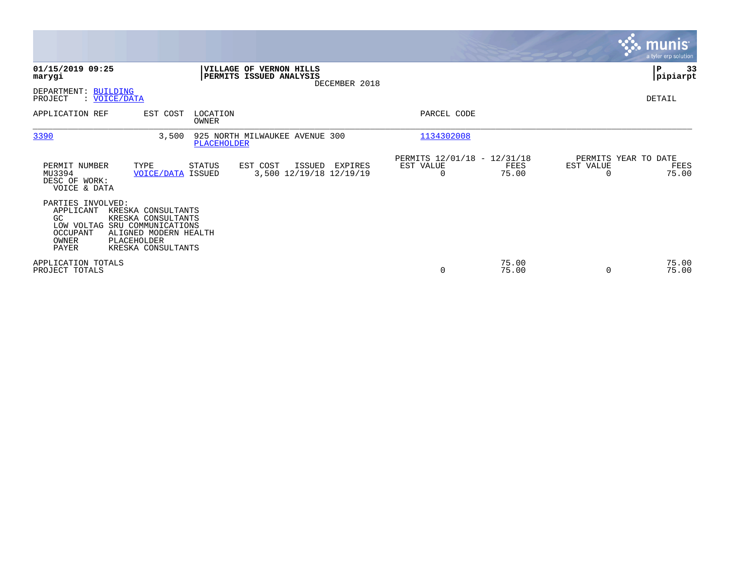**01/15/2019 09:25**
**marygi**

**VILLAGE OF VERNON HILLS**
**PERMITS ISSUED ANALYSIS**
DECEMBER 2018

**P 33**
**pipiarpt**

DEPARTMENT: BUILDING
PROJECT : VOICE/DATA

DETAIL

| APPLICATION REF | EST COST | LOCATION / OWNER | PARCEL CODE |
|---|---|---|---|
| 3390 | 3,500 | 925 NORTH MILWAUKEE AVENUE 300 / PLACEHOLDER | 1134302008 |

| PERMIT NUMBER | TYPE | STATUS | EST COST | ISSUED | EXPIRES | PERMITS 12/01/18 - 12/31/18 EST VALUE | FEES | PERMITS YEAR TO DATE EST VALUE | FEES |
|---|---|---|---|---|---|---|---|---|---|
| MU3394 | VOICE/DATA | ISSUED | 3,500 | 12/19/18 | 12/19/19 | 0 | 75.00 | 0 | 75.00 |

DESC OF WORK:
VOICE & DATA

PARTIES INVOLVED:

| Role | Name |
|---|---|
| APPLICANT | KRESKA CONSULTANTS |
| GC | KRESKA CONSULTANTS |
| LOW VOLTAG | SRU COMMUNICATIONS |
| OCCUPANT | ALIGNED MODERN HEALTH |
| OWNER | PLACEHOLDER |
| PAYER | KRESKA CONSULTANTS |

| | EST VALUE | FEES | EST VALUE | FEES |
|---|---|---|---|---|
| APPLICATION TOTALS | | 75.00 | | 75.00 |
| PROJECT TOTALS | 0 | 75.00 | 0 | 75.00 |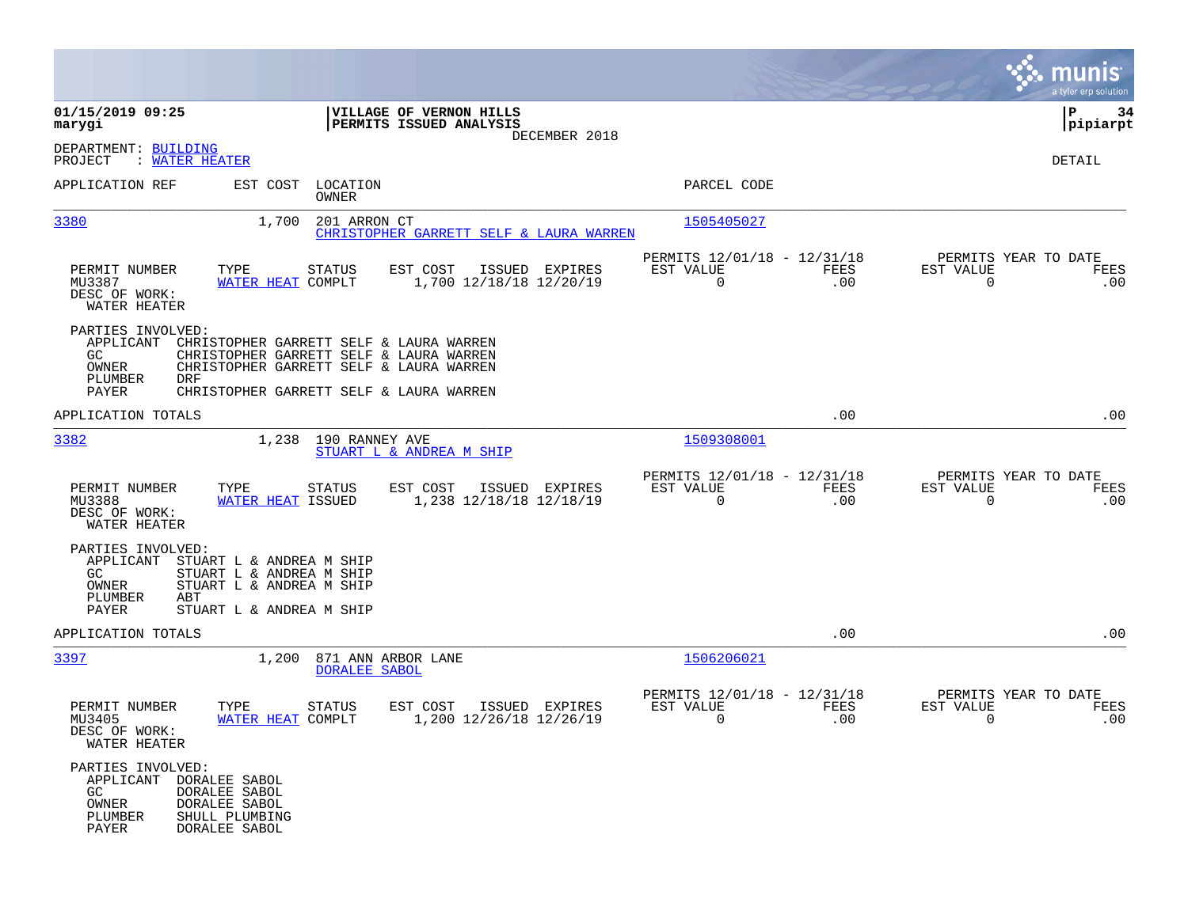**01/15/2019 09:25**
**marygi**

**VILLAGE OF VERNON HILLS**
**PERMITS ISSUED ANALYSIS**
DECEMBER 2018

**P 34**
**pipiarpt**

DEPARTMENT: BUILDING
PROJECT : WATER HEATER

DETAIL

| APPLICATION REF | EST COST | LOCATION / OWNER | PARCEL CODE |
|---|---|---|---|
| 3380 | 1,700 | 201 ARRON CT / CHRISTOPHER GARRETT SELF & LAURA WARREN | 1505405027 |

| PERMIT NUMBER | TYPE | STATUS | EST COST | ISSUED | EXPIRES | PERMITS 12/01/18 - 12/31/18 EST VALUE | FEES | PERMITS YEAR TO DATE EST VALUE | FEES |
|---|---|---|---|---|---|---|---|---|---|
| MU3387 | WATER HEAT | COMPLT | 1,700 | 12/18/18 | 12/20/19 | 0 | .00 | 0 | .00 |

DESC OF WORK:
WATER HEATER

PARTIES INVOLVED:
- APPLICANT CHRISTOPHER GARRETT SELF & LAURA WARREN
- GC CHRISTOPHER GARRETT SELF & LAURA WARREN
- OWNER CHRISTOPHER GARRETT SELF & LAURA WARREN
- PLUMBER DRF
- PAYER CHRISTOPHER GARRETT SELF & LAURA WARREN

APPLICATION TOTALS .00 .00

| APPLICATION REF | EST COST | LOCATION / OWNER | PARCEL CODE |
|---|---|---|---|
| 3382 | 1,238 | 190 RANNEY AVE / STUART L & ANDREA M SHIP | 1509308001 |

| PERMIT NUMBER | TYPE | STATUS | EST COST | ISSUED | EXPIRES | PERMITS 12/01/18 - 12/31/18 EST VALUE | FEES | PERMITS YEAR TO DATE EST VALUE | FEES |
|---|---|---|---|---|---|---|---|---|---|
| MU3388 | WATER HEAT | ISSUED | 1,238 | 12/18/18 | 12/18/19 | 0 | .00 | 0 | .00 |

DESC OF WORK:
WATER HEATER

PARTIES INVOLVED:
- APPLICANT STUART L & ANDREA M SHIP
- GC STUART L & ANDREA M SHIP
- OWNER STUART L & ANDREA M SHIP
- PLUMBER ABT
- PAYER STUART L & ANDREA M SHIP

APPLICATION TOTALS .00 .00

| APPLICATION REF | EST COST | LOCATION / OWNER | PARCEL CODE |
|---|---|---|---|
| 3397 | 1,200 | 871 ANN ARBOR LANE / DORALEE SABOL | 1506206021 |

| PERMIT NUMBER | TYPE | STATUS | EST COST | ISSUED | EXPIRES | PERMITS 12/01/18 - 12/31/18 EST VALUE | FEES | PERMITS YEAR TO DATE EST VALUE | FEES |
|---|---|---|---|---|---|---|---|---|---|
| MU3405 | WATER HEAT | COMPLT | 1,200 | 12/26/18 | 12/26/19 | 0 | .00 | 0 | .00 |

DESC OF WORK:
WATER HEATER

PARTIES INVOLVED:
- APPLICANT DORALEE SABOL
- GC DORALEE SABOL
- OWNER DORALEE SABOL
- PLUMBER SHULL PLUMBING
- PAYER DORALEE SABOL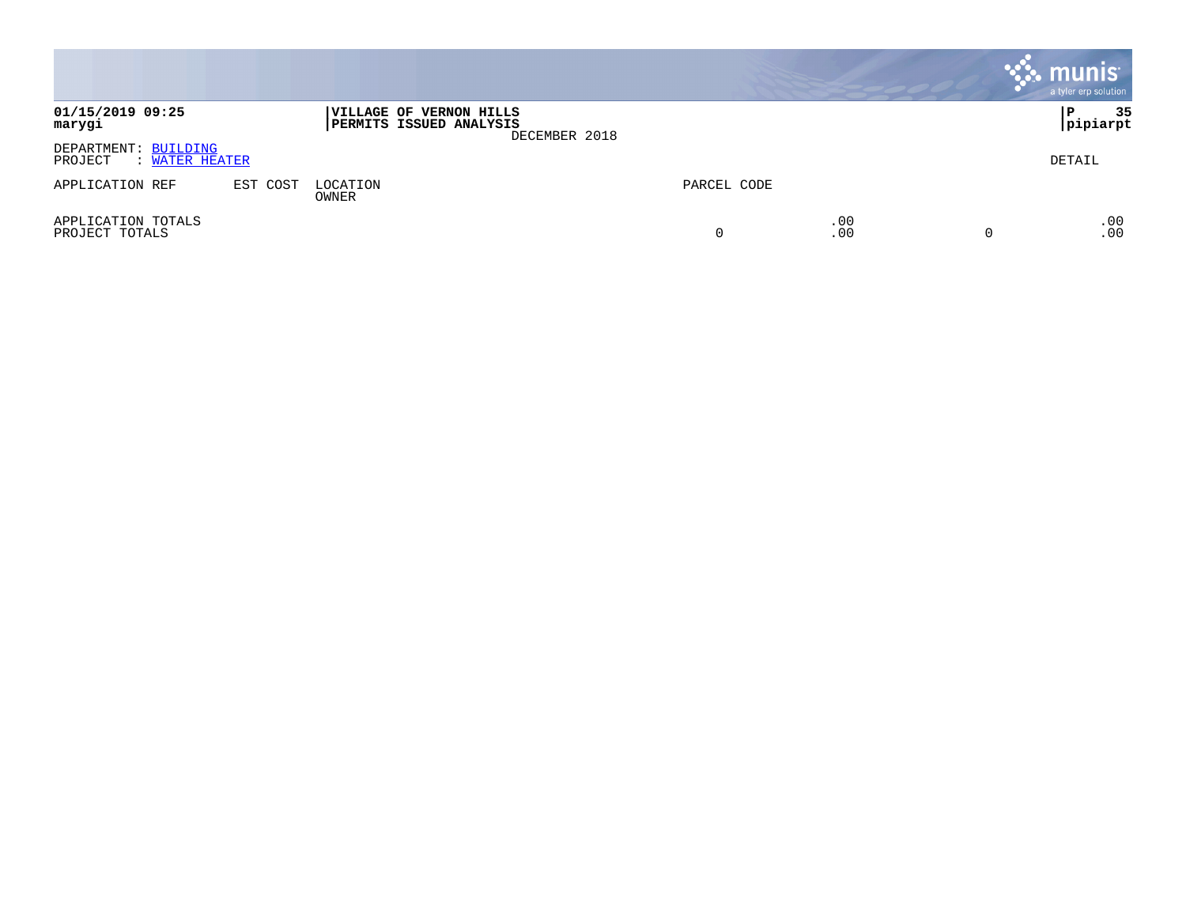**01/15/2019 09:25**
**marygi**

**VILLAGE OF VERNON HILLS**
**PERMITS ISSUED ANALYSIS**
DECEMBER 2018

**P 35**
**pipiarpt**

DEPARTMENT: BUILDING
PROJECT : WATER HEATER

DETAIL

| APPLICATION REF | EST COST | LOCATION / OWNER | PARCEL CODE | | | |
|---|---|---|---|---|---|---|
| APPLICATION TOTALS | | | | .00 | | .00 |
| PROJECT TOTALS | | | 0 | .00 | 0 | .00 |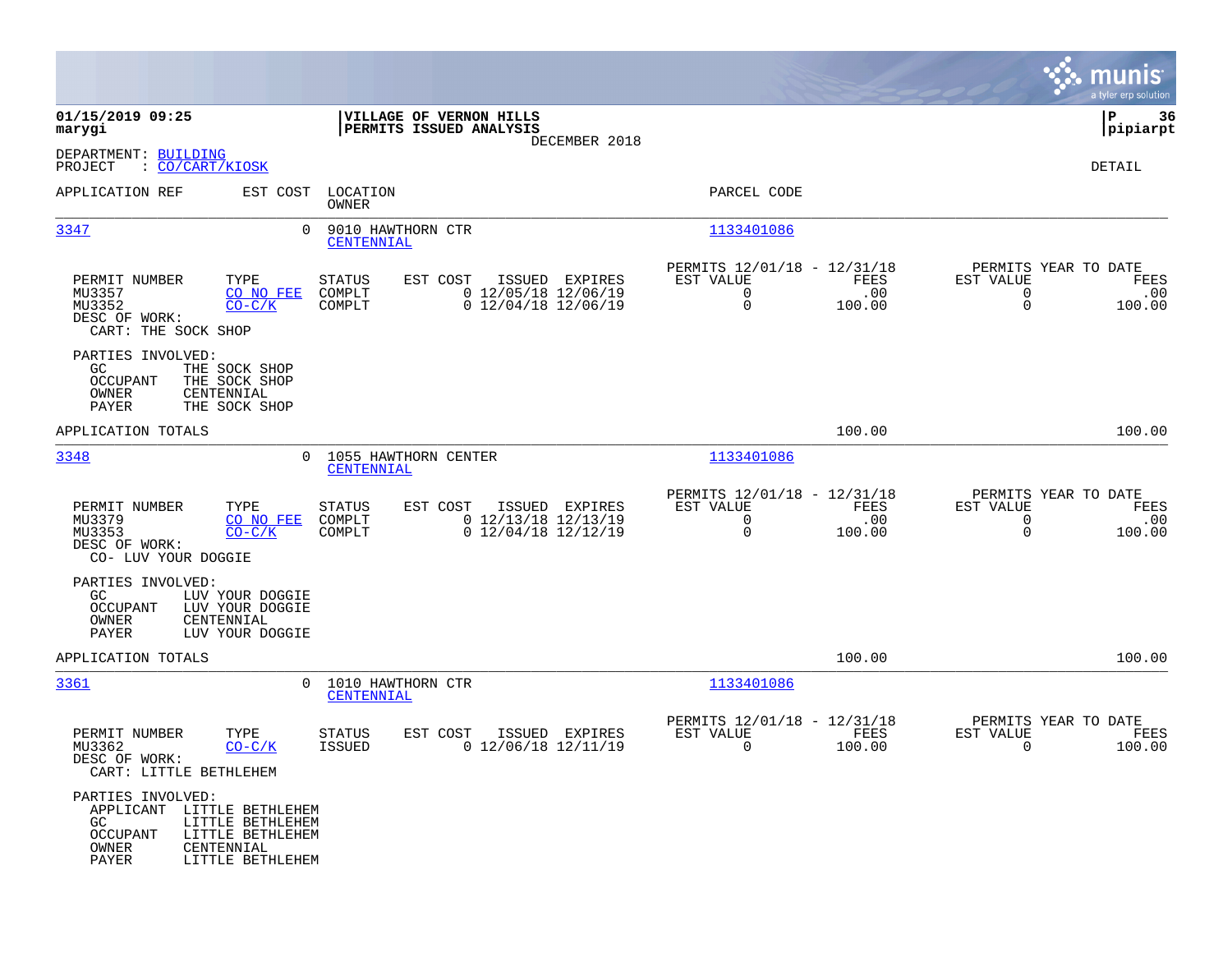**01/15/2019 09:25**
**marygi**

**VILLAGE OF VERNON HILLS**
**PERMITS ISSUED ANALYSIS**
DECEMBER 2018

**P 36**
**pipiarpt**

DEPARTMENT: BUILDING
PROJECT : CO/CART/KIOSK

DETAIL

| APPLICATION REF | EST COST | LOCATION / OWNER | PARCEL CODE |
|---|---|---|---|
| 3347 | 0 | 9010 HAWTHORN CTR / CENTENNIAL | 1133401086 |

| PERMIT NUMBER | TYPE | STATUS | EST COST | ISSUED | EXPIRES | PERMITS 12/01/18 - 12/31/18 EST VALUE | FEES | PERMITS YEAR TO DATE EST VALUE | FEES |
|---|---|---|---|---|---|---|---|---|---|
| MU3357 | CO NO FEE | COMPLT | 0 | 12/05/18 | 12/06/19 | 0 | .00 | 0 | .00 |
| MU3352 | CO-C/K | COMPLT | 0 | 12/04/18 | 12/06/19 | 0 | 100.00 | 0 | 100.00 |

DESC OF WORK:
CART: THE SOCK SHOP

PARTIES INVOLVED:
GC THE SOCK SHOP
OCCUPANT THE SOCK SHOP
OWNER CENTENNIAL
PAYER THE SOCK SHOP

APPLICATION TOTALS 100.00 100.00

| APPLICATION REF | EST COST | LOCATION / OWNER | PARCEL CODE |
|---|---|---|---|
| 3348 | 0 | 1055 HAWTHORN CENTER / CENTENNIAL | 1133401086 |

| PERMIT NUMBER | TYPE | STATUS | EST COST | ISSUED | EXPIRES | PERMITS 12/01/18 - 12/31/18 EST VALUE | FEES | PERMITS YEAR TO DATE EST VALUE | FEES |
|---|---|---|---|---|---|---|---|---|---|
| MU3379 | CO NO FEE | COMPLT | 0 | 12/13/18 | 12/13/19 | 0 | .00 | 0 | .00 |
| MU3353 | CO-C/K | COMPLT | 0 | 12/04/18 | 12/12/19 | 0 | 100.00 | 0 | 100.00 |

DESC OF WORK:
CO- LUV YOUR DOGGIE

PARTIES INVOLVED:
GC LUV YOUR DOGGIE
OCCUPANT LUV YOUR DOGGIE
OWNER CENTENNIAL
PAYER LUV YOUR DOGGIE

APPLICATION TOTALS 100.00 100.00

| APPLICATION REF | EST COST | LOCATION / OWNER | PARCEL CODE |
|---|---|---|---|
| 3361 | 0 | 1010 HAWTHORN CTR / CENTENNIAL | 1133401086 |

| PERMIT NUMBER | TYPE | STATUS | EST COST | ISSUED | EXPIRES | PERMITS 12/01/18 - 12/31/18 EST VALUE | FEES | PERMITS YEAR TO DATE EST VALUE | FEES |
|---|---|---|---|---|---|---|---|---|---|
| MU3362 | CO-C/K | ISSUED | 0 | 12/06/18 | 12/11/19 | 0 | 100.00 | 0 | 100.00 |

DESC OF WORK:
CART: LITTLE BETHLEHEM

PARTIES INVOLVED:
APPLICANT LITTLE BETHLEHEM
GC LITTLE BETHLEHEM
OCCUPANT LITTLE BETHLEHEM
OWNER CENTENNIAL
PAYER LITTLE BETHLEHEM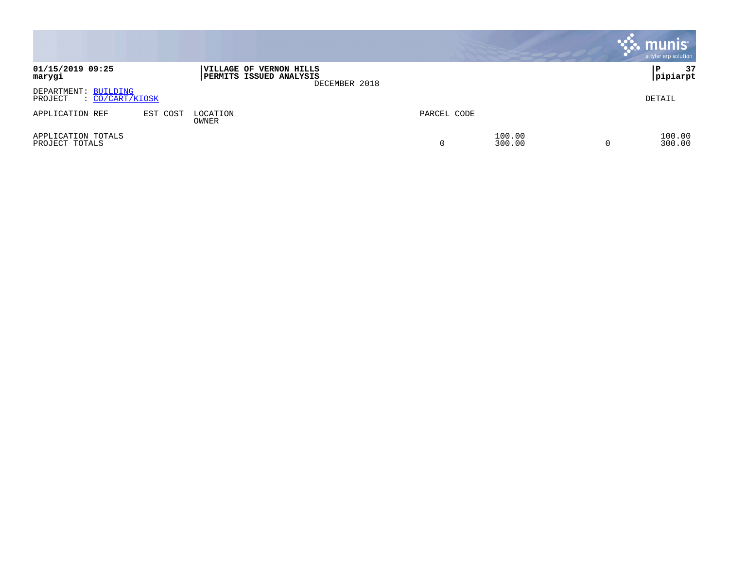**01/15/2019 09:25**
**marygi**

**VILLAGE OF VERNON HILLS**
**PERMITS ISSUED ANALYSIS**
DECEMBER 2018

**P 37**
**pipiarpt**

DEPARTMENT: BUILDING
PROJECT : CO/CART/KIOSK

DETAIL

| APPLICATION REF | EST COST | LOCATION OWNER | PARCEL CODE | | | |
|---|---|---|---|---|---|---|
| APPLICATION TOTALS | | | | 100.00 | | 100.00 |
| PROJECT TOTALS | | | 0 | 300.00 | 0 | 300.00 |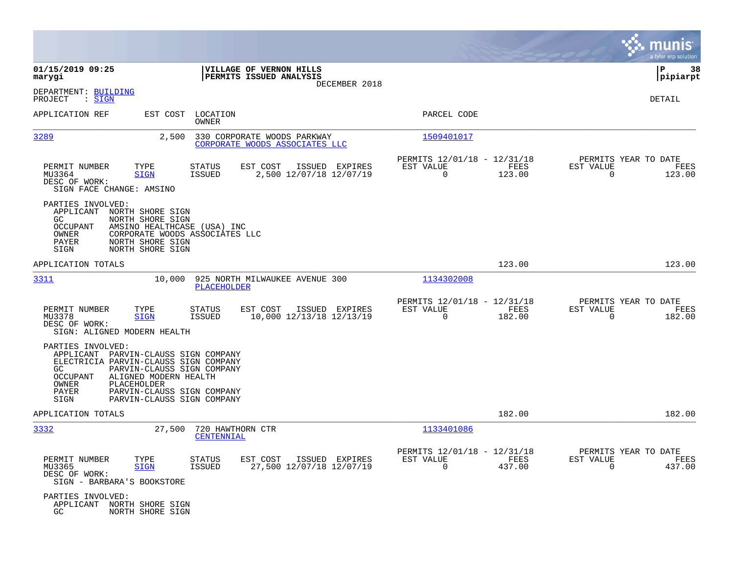**01/15/2019 09:25**
**marygi**

**VILLAGE OF VERNON HILLS**
**PERMITS ISSUED ANALYSIS**
DECEMBER 2018

**P 38**
**pipiarpt**

DEPARTMENT: BUILDING
PROJECT : SIGN

DETAIL

| APPLICATION REF | EST COST | LOCATION / OWNER | PARCEL CODE |
|---|---|---|---|
| 3289 | 2,500 | 330 CORPORATE WOODS PARKWAY / CORPORATE WOODS ASSOCIATES LLC | 1509401017 |

| PERMIT NUMBER | TYPE | STATUS | EST COST | ISSUED | EXPIRES | PERMITS 12/01/18 - 12/31/18 EST VALUE | FEES | PERMITS YEAR TO DATE EST VALUE | FEES |
|---|---|---|---|---|---|---|---|---|---|
| MU3364 | SIGN | ISSUED | 2,500 | 12/07/18 | 12/07/19 | 0 | 123.00 | 0 | 123.00 |

DESC OF WORK:
SIGN FACE CHANGE: AMSINO

PARTIES INVOLVED:
- APPLICANT NORTH SHORE SIGN
- GC NORTH SHORE SIGN
- OCCUPANT AMSINO HEALTHCASE (USA) INC
- OWNER CORPORATE WOODS ASSOCIATES LLC
- PAYER NORTH SHORE SIGN
- SIGN NORTH SHORE SIGN

APPLICATION TOTALS: 123.00 | 123.00

| APPLICATION REF | EST COST | LOCATION / OWNER | PARCEL CODE |
|---|---|---|---|
| 3311 | 10,000 | 925 NORTH MILWAUKEE AVENUE 300 / PLACEHOLDER | 1134302008 |

| PERMIT NUMBER | TYPE | STATUS | EST COST | ISSUED | EXPIRES | PERMITS 12/01/18 - 12/31/18 EST VALUE | FEES | PERMITS YEAR TO DATE EST VALUE | FEES |
|---|---|---|---|---|---|---|---|---|---|
| MU3378 | SIGN | ISSUED | 10,000 | 12/13/18 | 12/13/19 | 0 | 182.00 | 0 | 182.00 |

DESC OF WORK:
SIGN: ALIGNED MODERN HEALTH

PARTIES INVOLVED:
- APPLICANT PARVIN-CLAUSS SIGN COMPANY
- ELECTRICIA PARVIN-CLAUSS SIGN COMPANY
- GC PARVIN-CLAUSS SIGN COMPANY
- OCCUPANT ALIGNED MODERN HEALTH
- OWNER PLACEHOLDER
- PAYER PARVIN-CLAUSS SIGN COMPANY
- SIGN PARVIN-CLAUSS SIGN COMPANY

APPLICATION TOTALS: 182.00 | 182.00

| APPLICATION REF | EST COST | LOCATION / OWNER | PARCEL CODE |
|---|---|---|---|
| 3332 | 27,500 | 720 HAWTHORN CTR / CENTENNIAL | 1133401086 |

| PERMIT NUMBER | TYPE | STATUS | EST COST | ISSUED | EXPIRES | PERMITS 12/01/18 - 12/31/18 EST VALUE | FEES | PERMITS YEAR TO DATE EST VALUE | FEES |
|---|---|---|---|---|---|---|---|---|---|
| MU3365 | SIGN | ISSUED | 27,500 | 12/07/18 | 12/07/19 | 0 | 437.00 | 0 | 437.00 |

DESC OF WORK:
SIGN - BARBARA'S BOOKSTORE

PARTIES INVOLVED:
- APPLICANT NORTH SHORE SIGN
- GC NORTH SHORE SIGN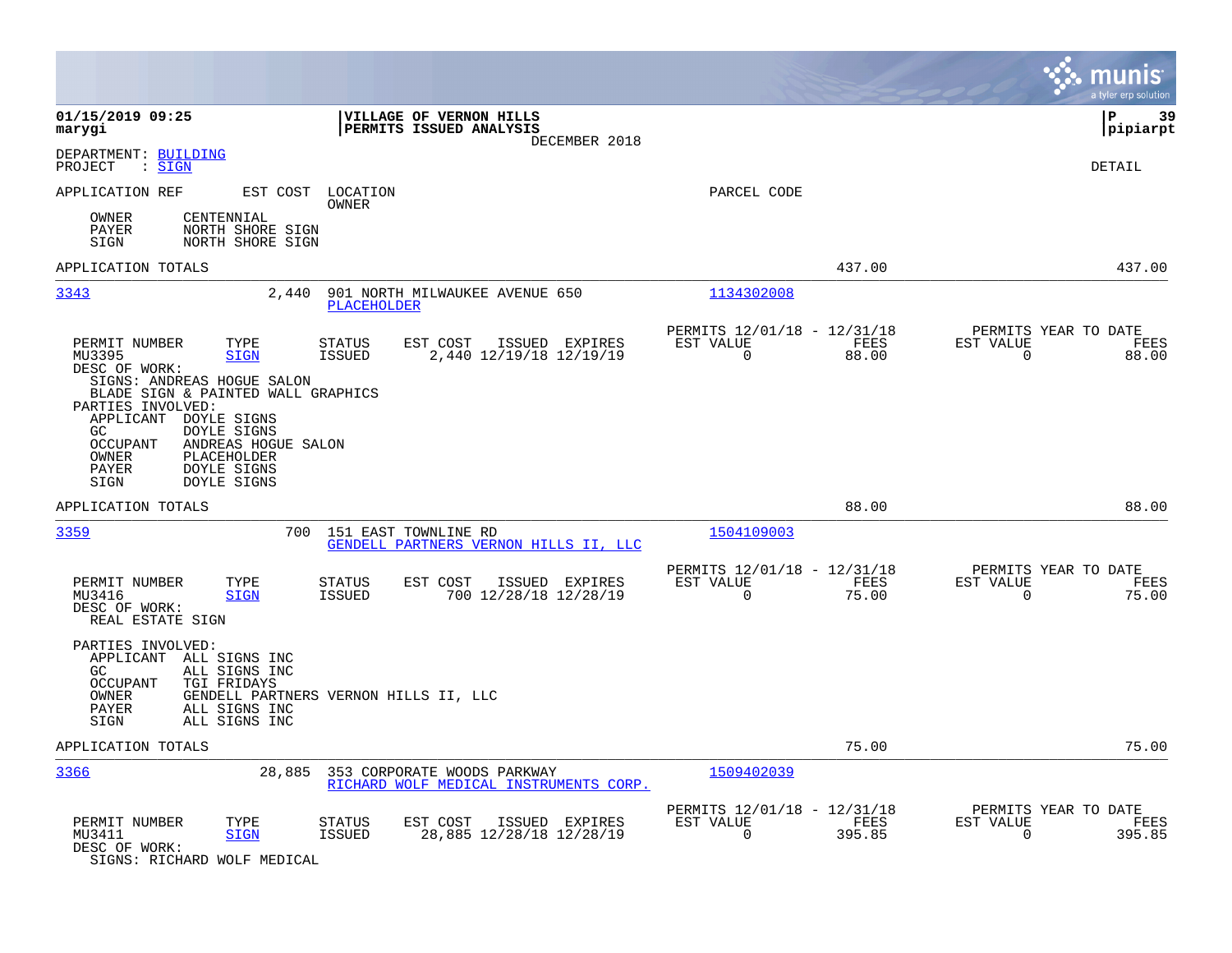01/15/2019 09:25
marygi

VILLAGE OF VERNON HILLS
PERMITS ISSUED ANALYSIS
DECEMBER 2018

P 39
pipiarpt

DEPARTMENT: BUILDING
PROJECT : SIGN

DETAIL

| APPLICATION REF | EST COST | LOCATION / OWNER | PARCEL CODE |
|---|---|---|---|

OWNER CENTENNIAL
PAYER NORTH SHORE SIGN
SIGN NORTH SHORE SIGN

APPLICATION TOTALS 437.00 437.00

---

**3343** 2,440 901 NORTH MILWAUKEE AVENUE 650
PLACEHOLDER
Parcel: 1134302008

| PERMIT NUMBER | TYPE | STATUS | EST COST | ISSUED | EXPIRES | PERMITS 12/01/18 - 12/31/18 EST VALUE | FEES | PERMITS YEAR TO DATE EST VALUE | FEES |
|---|---|---|---|---|---|---|---|---|---|
| MU3395 | SIGN | ISSUED | 2,440 | 12/19/18 | 12/19/19 | 0 | 88.00 | 0 | 88.00 |

DESC OF WORK:
SIGNS: ANDREAS HOGUE SALON
BLADE SIGN & PAINTED WALL GRAPHICS

PARTIES INVOLVED:
APPLICANT DOYLE SIGNS
GC DOYLE SIGNS
OCCUPANT ANDREAS HOGUE SALON
OWNER PLACEHOLDER
PAYER DOYLE SIGNS
SIGN DOYLE SIGNS

APPLICATION TOTALS 88.00 88.00

---

**3359** 700 151 EAST TOWNLINE RD
GENDELL PARTNERS VERNON HILLS II, LLC
Parcel: 1504109003

| PERMIT NUMBER | TYPE | STATUS | EST COST | ISSUED | EXPIRES | PERMITS 12/01/18 - 12/31/18 EST VALUE | FEES | PERMITS YEAR TO DATE EST VALUE | FEES |
|---|---|---|---|---|---|---|---|---|---|
| MU3416 | SIGN | ISSUED | 700 | 12/28/18 | 12/28/19 | 0 | 75.00 | 0 | 75.00 |

DESC OF WORK:
REAL ESTATE SIGN

PARTIES INVOLVED:
APPLICANT ALL SIGNS INC
GC ALL SIGNS INC
OCCUPANT TGI FRIDAYS
OWNER GENDELL PARTNERS VERNON HILLS II, LLC
PAYER ALL SIGNS INC
SIGN ALL SIGNS INC

APPLICATION TOTALS 75.00 75.00

---

**3366** 28,885 353 CORPORATE WOODS PARKWAY
RICHARD WOLF MEDICAL INSTRUMENTS CORP.
Parcel: 1509402039

| PERMIT NUMBER | TYPE | STATUS | EST COST | ISSUED | EXPIRES | PERMITS 12/01/18 - 12/31/18 EST VALUE | FEES | PERMITS YEAR TO DATE EST VALUE | FEES |
|---|---|---|---|---|---|---|---|---|---|
| MU3411 | SIGN | ISSUED | 28,885 | 12/28/18 | 12/28/19 | 0 | 395.85 | 0 | 395.85 |

DESC OF WORK:
SIGNS: RICHARD WOLF MEDICAL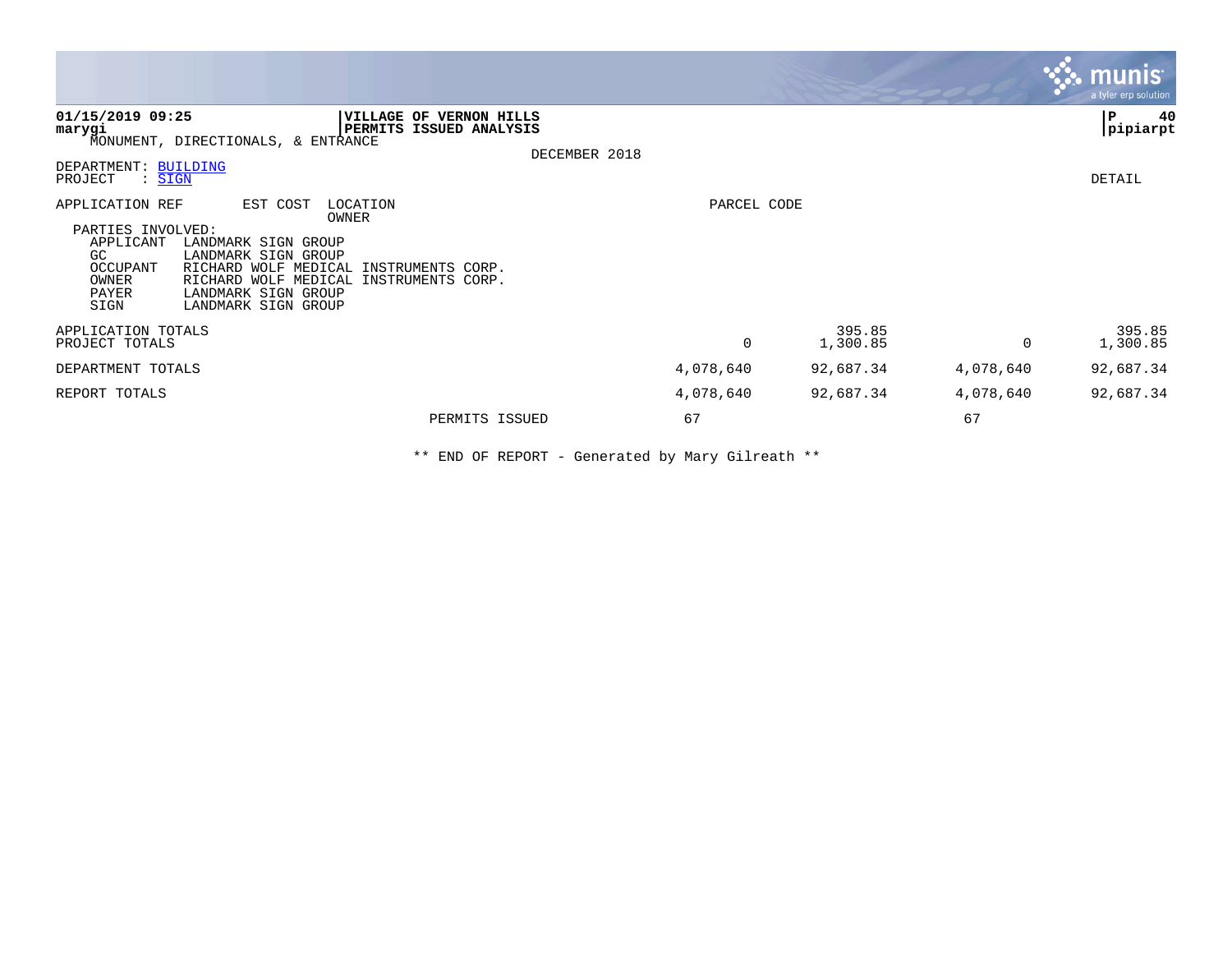**VILLAGE OF VERNON HILLS**
**PERMITS ISSUED ANALYSIS**

01/15/2019 09:25
marygi
MONUMENT, DIRECTIONALS, & ENTRANCE

DECEMBER 2018

DEPARTMENT: BUILDING
PROJECT : SIGN

DETAIL

APPLICATION REF    EST COST    LOCATION
OWNER
PARCEL CODE

PARTIES INVOLVED:
- APPLICANT LANDMARK SIGN GROUP
- GC LANDMARK SIGN GROUP
- OCCUPANT RICHARD WOLF MEDICAL INSTRUMENTS CORP.
- OWNER RICHARD WOLF MEDICAL INSTRUMENTS CORP.
- PAYER LANDMARK SIGN GROUP
- SIGN LANDMARK SIGN GROUP

| | | | | |
|---|---|---|---|---|
| APPLICATION TOTALS | | 395.85 | | 395.85 |
| PROJECT TOTALS | 0 | 1,300.85 | 0 | 1,300.85 |
| DEPARTMENT TOTALS | 4,078,640 | 92,687.34 | 4,078,640 | 92,687.34 |
| REPORT TOTALS | 4,078,640 | 92,687.34 | 4,078,640 | 92,687.34 |
| PERMITS ISSUED | 67 | | 67 | |

\*\* END OF REPORT - Generated by Mary Gilreath \*\*